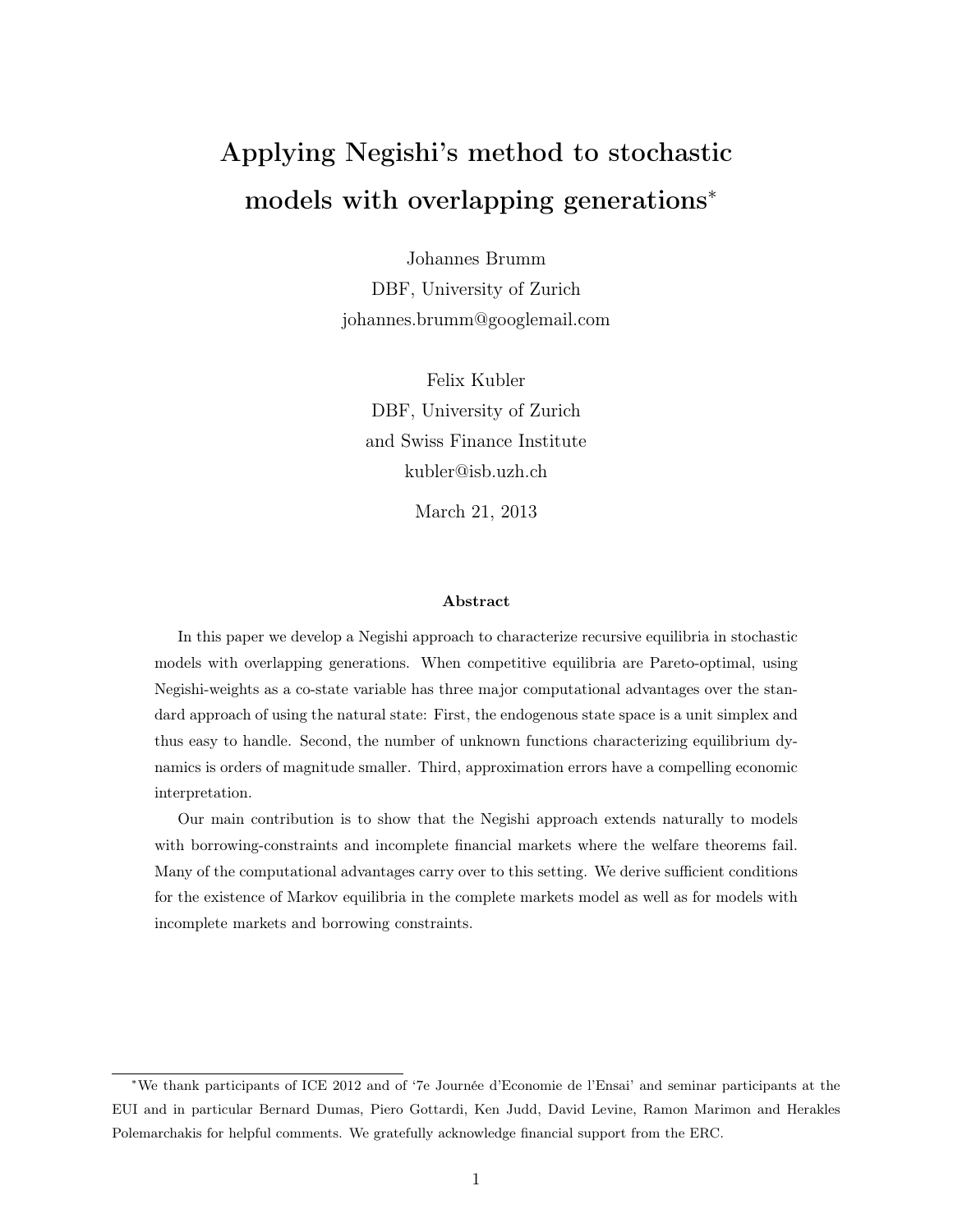# Applying Negishi's method to stochastic models with overlapping generations*

Johannes Brumm
DBF, University of Zurich
johannes.brumm@googlemail.com

Felix Kubler
DBF, University of Zurich
and Swiss Finance Institute
kubler@isb.uzh.ch

March 21, 2013

### Abstract

In this paper we develop a Negishi approach to characterize recursive equilibria in stochastic models with overlapping generations. When competitive equilibria are Pareto-optimal, using Negishi-weights as a co-state variable has three major computational advantages over the standard approach of using the natural state: First, the endogenous state space is a unit simplex and thus easy to handle. Second, the number of unknown functions characterizing equilibrium dynamics is orders of magnitude smaller. Third, approximation errors have a compelling economic interpretation.

Our main contribution is to show that the Negishi approach extends naturally to models with borrowing-constraints and incomplete financial markets where the welfare theorems fail. Many of the computational advantages carry over to this setting. We derive sufficient conditions for the existence of Markov equilibria in the complete markets model as well as for models with incomplete markets and borrowing constraints.

---

*We thank participants of ICE 2012 and of '7e Journée d'Economie de l'Ensai' and seminar participants at the EUI and in particular Bernard Dumas, Piero Gottardi, Ken Judd, David Levine, Ramon Marimon and Herakles Polemarchakis for helpful comments. We gratefully acknowledge financial support from the ERC.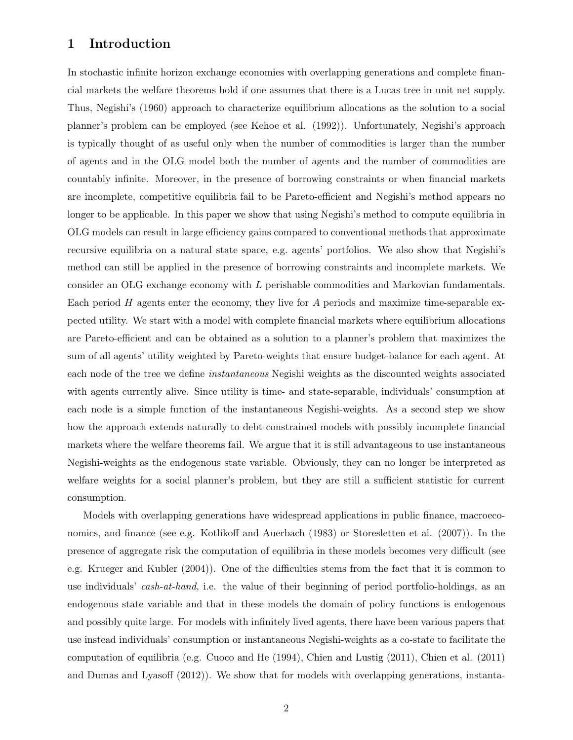# 1 Introduction

In stochastic infinite horizon exchange economies with overlapping generations and complete financial markets the welfare theorems hold if one assumes that there is a Lucas tree in unit net supply. Thus, Negishi's (1960) approach to characterize equilibrium allocations as the solution to a social planner's problem can be employed (see Kehoe et al. (1992)). Unfortunately, Negishi's approach is typically thought of as useful only when the number of commodities is larger than the number of agents and in the OLG model both the number of agents and the number of commodities are countably infinite. Moreover, in the presence of borrowing constraints or when financial markets are incomplete, competitive equilibria fail to be Pareto-efficient and Negishi's method appears no longer to be applicable. In this paper we show that using Negishi's method to compute equilibria in OLG models can result in large efficiency gains compared to conventional methods that approximate recursive equilibria on a natural state space, e.g. agents' portfolios. We also show that Negishi's method can still be applied in the presence of borrowing constraints and incomplete markets. We consider an OLG exchange economy with $L$ perishable commodities and Markovian fundamentals. Each period $H$ agents enter the economy, they live for $A$ periods and maximize time-separable expected utility. We start with a model with complete financial markets where equilibrium allocations are Pareto-efficient and can be obtained as a solution to a planner's problem that maximizes the sum of all agents' utility weighted by Pareto-weights that ensure budget-balance for each agent. At each node of the tree we define *instantaneous* Negishi weights as the discounted weights associated with agents currently alive. Since utility is time- and state-separable, individuals' consumption at each node is a simple function of the instantaneous Negishi-weights. As a second step we show how the approach extends naturally to debt-constrained models with possibly incomplete financial markets where the welfare theorems fail. We argue that it is still advantageous to use instantaneous Negishi-weights as the endogenous state variable. Obviously, they can no longer be interpreted as welfare weights for a social planner's problem, but they are still a sufficient statistic for current consumption.

Models with overlapping generations have widespread applications in public finance, macroeconomics, and finance (see e.g. Kotlikoff and Auerbach (1983) or Storesletten et al. (2007)). In the presence of aggregate risk the computation of equilibria in these models becomes very difficult (see e.g. Krueger and Kubler (2004)). One of the difficulties stems from the fact that it is common to use individuals' *cash-at-hand*, i.e. the value of their beginning of period portfolio-holdings, as an endogenous state variable and that in these models the domain of policy functions is endogenous and possibly quite large. For models with infinitely lived agents, there have been various papers that use instead individuals' consumption or instantaneous Negishi-weights as a co-state to facilitate the computation of equilibria (e.g. Cuoco and He (1994), Chien and Lustig (2011), Chien et al. (2011) and Dumas and Lyasoff (2012)). We show that for models with overlapping generations, instanta-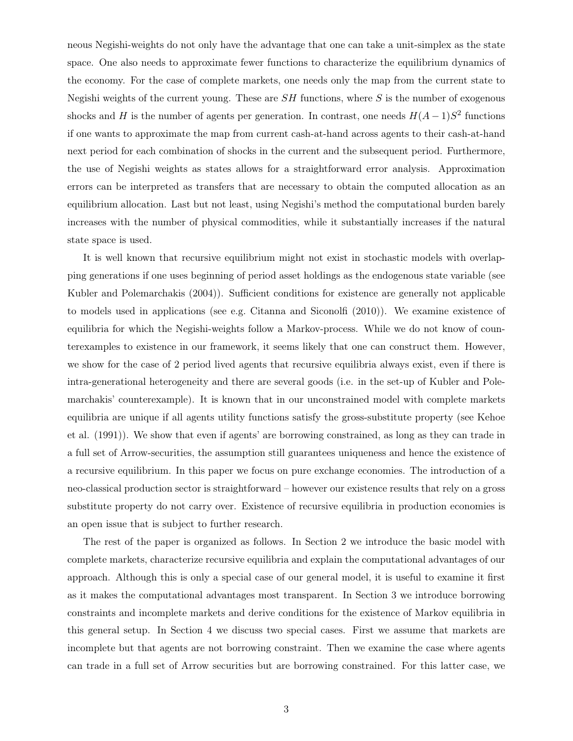neous Negishi-weights do not only have the advantage that one can take a unit-simplex as the state space. One also needs to approximate fewer functions to characterize the equilibrium dynamics of the economy. For the case of complete markets, one needs only the map from the current state to Negishi weights of the current young. These are $SH$ functions, where $S$ is the number of exogenous shocks and $H$ is the number of agents per generation. In contrast, one needs $H(A-1)S^2$ functions if one wants to approximate the map from current cash-at-hand across agents to their cash-at-hand next period for each combination of shocks in the current and the subsequent period. Furthermore, the use of Negishi weights as states allows for a straightforward error analysis. Approximation errors can be interpreted as transfers that are necessary to obtain the computed allocation as an equilibrium allocation. Last but not least, using Negishi's method the computational burden barely increases with the number of physical commodities, while it substantially increases if the natural state space is used.

It is well known that recursive equilibrium might not exist in stochastic models with overlapping generations if one uses beginning of period asset holdings as the endogenous state variable (see Kubler and Polemarchakis (2004)). Sufficient conditions for existence are generally not applicable to models used in applications (see e.g. Citanna and Siconolfi (2010)). We examine existence of equilibria for which the Negishi-weights follow a Markov-process. While we do not know of counterexamples to existence in our framework, it seems likely that one can construct them. However, we show for the case of 2 period lived agents that recursive equilibria always exist, even if there is intra-generational heterogeneity and there are several goods (i.e. in the set-up of Kubler and Polemarchakis' counterexample). It is known that in our unconstrained model with complete markets equilibria are unique if all agents utility functions satisfy the gross-substitute property (see Kehoe et al. (1991)). We show that even if agents' are borrowing constrained, as long as they can trade in a full set of Arrow-securities, the assumption still guarantees uniqueness and hence the existence of a recursive equilibrium. In this paper we focus on pure exchange economies. The introduction of a neo-classical production sector is straightforward – however our existence results that rely on a gross substitute property do not carry over. Existence of recursive equilibria in production economies is an open issue that is subject to further research.

The rest of the paper is organized as follows. In Section 2 we introduce the basic model with complete markets, characterize recursive equilibria and explain the computational advantages of our approach. Although this is only a special case of our general model, it is useful to examine it first as it makes the computational advantages most transparent. In Section 3 we introduce borrowing constraints and incomplete markets and derive conditions for the existence of Markov equilibria in this general setup. In Section 4 we discuss two special cases. First we assume that markets are incomplete but that agents are not borrowing constraint. Then we examine the case where agents can trade in a full set of Arrow securities but are borrowing constrained. For this latter case, we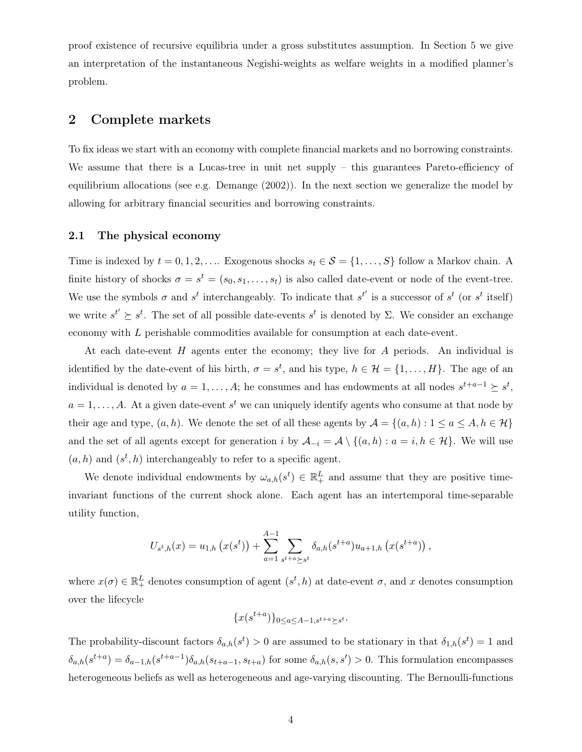proof existence of recursive equilibria under a gross substitutes assumption. In Section 5 we give an interpretation of the instantaneous Negishi-weights as welfare weights in a modified planner's problem.

## 2 Complete markets

To fix ideas we start with an economy with complete financial markets and no borrowing constraints. We assume that there is a Lucas-tree in unit net supply – this guarantees Pareto-efficiency of equilibrium allocations (see e.g. Demange (2002)). In the next section we generalize the model by allowing for arbitrary financial securities and borrowing constraints.

### 2.1 The physical economy

Time is indexed by $t = 0, 1, 2, \ldots$. Exogenous shocks $s_t \in \mathcal{S} = \{1, \ldots, S\}$ follow a Markov chain. A finite history of shocks $\sigma = s^t = (s_0, s_1, \ldots, s_t)$ is also called date-event or node of the event-tree. We use the symbols $\sigma$ and $s^t$ interchangeably. To indicate that $s^{t'}$ is a successor of $s^t$ (or $s^t$ itself) we write $s^{t'} \succeq s^t$. The set of all possible date-events $s^t$ is denoted by $\Sigma$. We consider an exchange economy with $L$ perishable commodities available for consumption at each date-event.

At each date-event $H$ agents enter the economy; they live for $A$ periods. An individual is identified by the date-event of his birth, $\sigma = s^t$, and his type, $h \in \mathcal{H} = \{1, \ldots, H\}$. The age of an individual is denoted by $a = 1, \ldots, A$; he consumes and has endowments at all nodes $s^{t+a-1} \succeq s^t$, $a = 1, \ldots, A$. At a given date-event $s^t$ we can uniquely identify agents who consume at that node by their age and type, $(a, h)$. We denote the set of all these agents by $\mathcal{A} = \{(a, h) : 1 \leq a \leq A, h \in \mathcal{H}\}$ and the set of all agents except for generation $i$ by $\mathcal{A}_{-i} = \mathcal{A} \setminus \{(a, h) : a = i, h \in \mathcal{H}\}$. We will use $(a, h)$ and $(s^t, h)$ interchangeably to refer to a specific agent.

We denote individual endowments by $\omega_{a,h}(s^t) \in \mathbb{R}^L_+$ and assume that they are positive time-invariant functions of the current shock alone. Each agent has an intertemporal time-separable utility function,

$$U_{s^t,h}(x) = u_{1,h}\left(x(s^t)\right) + \sum_{a=1}^{A-1} \sum_{s^{t+a} \succeq s^t} \delta_{a,h}(s^{t+a}) u_{a+1,h}\left(x(s^{t+a})\right),$$

where $x(\sigma) \in \mathbb{R}^L_+$ denotes consumption of agent $(s^t, h)$ at date-event $\sigma$, and $x$ denotes consumption over the lifecycle

$$\{x(s^{t+a})\}_{0 \leq a \leq A-1, s^{t+a} \succeq s^t}.$$

The probability-discount factors $\delta_{a,h}(s^t) > 0$ are assumed to be stationary in that $\delta_{1,h}(s^t) = 1$ and $\delta_{a,h}(s^{t+a}) = \delta_{a-1,h}(s^{t+a-1})\delta_{a,h}(s_{t+a-1}, s_{t+a})$ for some $\delta_{a,h}(s, s') > 0$. This formulation encompasses heterogeneous beliefs as well as heterogeneous and age-varying discounting. The Bernoulli-functions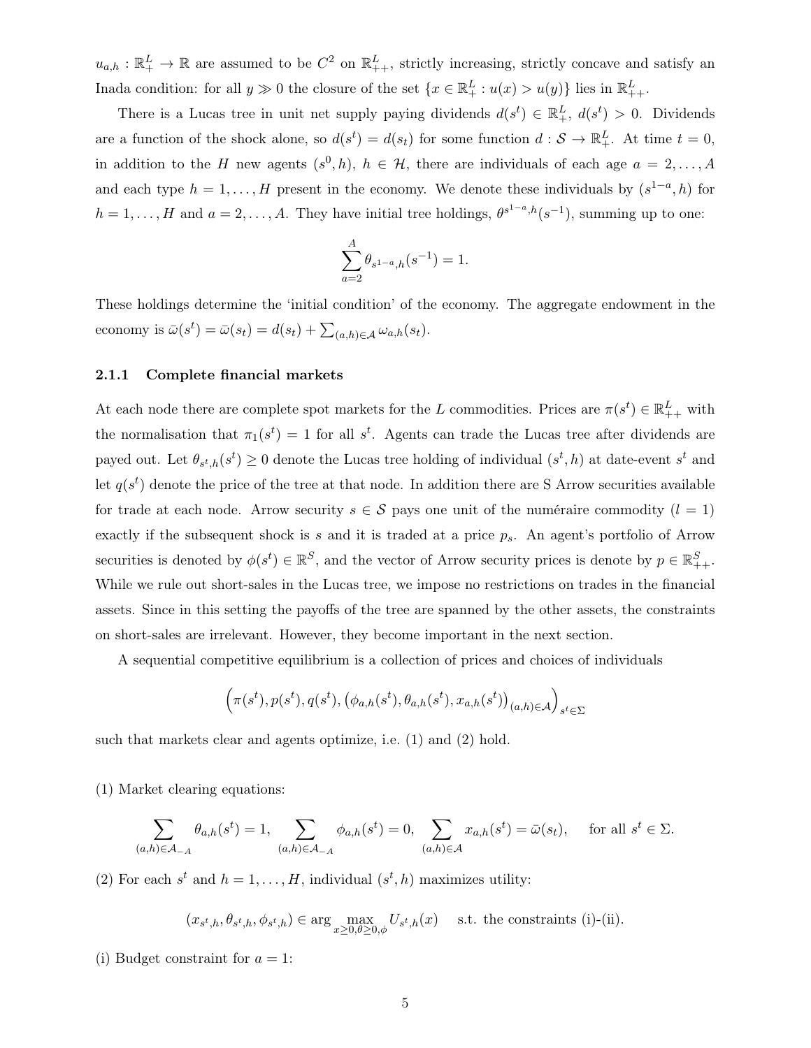$u_{a,h} : \mathbb{R}^L_+ \to \mathbb{R}$ are assumed to be $C^2$ on $\mathbb{R}^L_{++}$, strictly increasing, strictly concave and satisfy an Inada condition: for all $y \gg 0$ the closure of the set $\{x \in \mathbb{R}^L_+ : u(x) > u(y)\}$ lies in $\mathbb{R}^L_{++}$.

There is a Lucas tree in unit net supply paying dividends $d(s^t) \in \mathbb{R}^L_+$, $d(s^t) > 0$. Dividends are a function of the shock alone, so $d(s^t) = d(s_t)$ for some function $d : \mathcal{S} \to \mathbb{R}^L_+$. At time $t = 0$, in addition to the $H$ new agents $(s^0, h)$, $h \in \mathcal{H}$, there are individuals of each age $a = 2, \ldots, A$ and each type $h = 1, \ldots, H$ present in the economy. We denote these individuals by $(s^{1-a}, h)$ for $h = 1, \ldots, H$ and $a = 2, \ldots, A$. They have initial tree holdings, $\theta^{s^{1-a},h}(s^{-1})$, summing up to one:

$$\sum_{a=2}^{A} \theta_{s^{1-a},h}(s^{-1}) = 1.$$

These holdings determine the 'initial condition' of the economy. The aggregate endowment in the economy is $\bar{\omega}(s^t) = \bar{\omega}(s_t) = d(s_t) + \sum_{(a,h)\in\mathcal{A}} \omega_{a,h}(s_t)$.

### 2.1.1 Complete financial markets

At each node there are complete spot markets for the $L$ commodities. Prices are $\pi(s^t) \in \mathbb{R}^L_{++}$ with the normalisation that $\pi_1(s^t) = 1$ for all $s^t$. Agents can trade the Lucas tree after dividends are payed out. Let $\theta_{s^t,h}(s^t) \geq 0$ denote the Lucas tree holding of individual $(s^t, h)$ at date-event $s^t$ and let $q(s^t)$ denote the price of the tree at that node. In addition there are S Arrow securities available for trade at each node. Arrow security $s \in \mathcal{S}$ pays one unit of the numéraire commodity ($l = 1$) exactly if the subsequent shock is $s$ and it is traded at a price $p_s$. An agent's portfolio of Arrow securities is denoted by $\phi(s^t) \in \mathbb{R}^S$, and the vector of Arrow security prices is denote by $p \in \mathbb{R}^S_{++}$. While we rule out short-sales in the Lucas tree, we impose no restrictions on trades in the financial assets. Since in this setting the payoffs of the tree are spanned by the other assets, the constraints on short-sales are irrelevant. However, they become important in the next section.

A sequential competitive equilibrium is a collection of prices and choices of individuals

$$\left(\pi(s^t), p(s^t), q(s^t), \left(\phi_{a,h}(s^t), \theta_{a,h}(s^t), x_{a,h}(s^t)\right)_{(a,h)\in\mathcal{A}}\right)_{s^t\in\Sigma}$$

such that markets clear and agents optimize, i.e. (1) and (2) hold.

(1) Market clearing equations:

$$\sum_{(a,h)\in\mathcal{A}_{-A}} \theta_{a,h}(s^t) = 1, \quad \sum_{(a,h)\in\mathcal{A}_{-A}} \phi_{a,h}(s^t) = 0, \quad \sum_{(a,h)\in\mathcal{A}} x_{a,h}(s^t) = \bar{\omega}(s_t), \quad \text{for all } s^t \in \Sigma.$$

(2) For each $s^t$ and $h = 1, \ldots, H$, individual $(s^t, h)$ maximizes utility:

$$(x_{s^t,h}, \theta_{s^t,h}, \phi_{s^t,h}) \in \arg \max_{x\geq 0, \theta\geq 0, \phi} U_{s^t,h}(x) \quad \text{s.t. the constraints (i)-(ii).}$$

(i) Budget constraint for $a = 1$: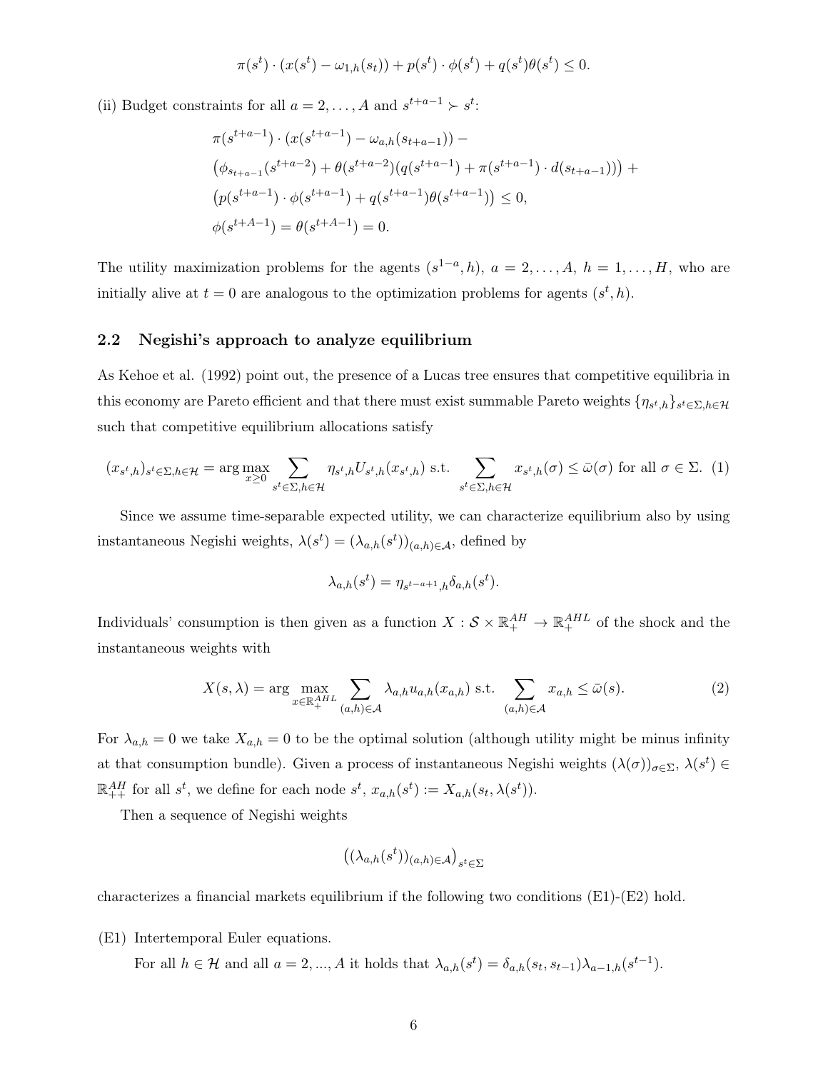$$\pi(s^t) \cdot (x(s^t) - \omega_{1,h}(s_t)) + p(s^t) \cdot \phi(s^t) + q(s^t)\theta(s^t) \leq 0.$$

(ii) Budget constraints for all $a = 2, \ldots, A$ and $s^{t+a-1} \succ s^t$:

$$\begin{aligned}
&\pi(s^{t+a-1}) \cdot (x(s^{t+a-1}) - \omega_{a,h}(s_{t+a-1})) - \\
&\left(\phi_{s_{t+a-1}}(s^{t+a-2}) + \theta(s^{t+a-2})(q(s^{t+a-1}) + \pi(s^{t+a-1}) \cdot d(s_{t+a-1}))\right) + \\
&\left(p(s^{t+a-1}) \cdot \phi(s^{t+a-1}) + q(s^{t+a-1})\theta(s^{t+a-1})\right) \leq 0, \\
&\phi(s^{t+A-1}) = \theta(s^{t+A-1}) = 0.
\end{aligned}$$

The utility maximization problems for the agents $(s^{1-a}, h)$, $a = 2, \ldots, A$, $h = 1, \ldots, H$, who are initially alive at $t = 0$ are analogous to the optimization problems for agents $(s^t, h)$.

### 2.2 Negishi's approach to analyze equilibrium

As Kehoe et al. (1992) point out, the presence of a Lucas tree ensures that competitive equilibria in this economy are Pareto efficient and that there must exist summable Pareto weights $\{\eta_{s^t,h}\}_{s^t \in \Sigma, h \in \mathcal{H}}$ such that competitive equilibrium allocations satisfy

$$(x_{s^t,h})_{s^t \in \Sigma, h \in \mathcal{H}} = \arg\max_{x \geq 0} \sum_{s^t \in \Sigma, h \in \mathcal{H}} \eta_{s^t,h} U_{s^t,h}(x_{s^t,h}) \text{ s.t. } \sum_{s^t \in \Sigma, h \in \mathcal{H}} x_{s^t,h}(\sigma) \leq \bar{\omega}(\sigma) \text{ for all } \sigma \in \Sigma. \quad (1)$$

Since we assume time-separable expected utility, we can characterize equilibrium also by using instantaneous Negishi weights, $\lambda(s^t) = (\lambda_{a,h}(s^t))_{(a,h) \in \mathcal{A}}$, defined by

$$\lambda_{a,h}(s^t) = \eta_{s^{t-a+1},h} \delta_{a,h}(s^t).$$

Individuals' consumption is then given as a function $X : \mathcal{S} \times \mathbb{R}^{AH}_{+} \to \mathbb{R}^{AHL}_{+}$ of the shock and the instantaneous weights with

$$X(s, \lambda) = \arg\max_{x \in \mathbb{R}^{AHL}_{+}} \sum_{(a,h) \in \mathcal{A}} \lambda_{a,h} u_{a,h}(x_{a,h}) \text{ s.t. } \sum_{(a,h) \in \mathcal{A}} x_{a,h} \leq \bar{\omega}(s). \quad (2)$$

For $\lambda_{a,h} = 0$ we take $X_{a,h} = 0$ to be the optimal solution (although utility might be minus infinity at that consumption bundle). Given a process of instantaneous Negishi weights $(\lambda(\sigma))_{\sigma \in \Sigma}$, $\lambda(s^t) \in \mathbb{R}^{AH}_{++}$ for all $s^t$, we define for each node $s^t$, $x_{a,h}(s^t) := X_{a,h}(s_t, \lambda(s^t))$.

Then a sequence of Negishi weights

$$\left((\lambda_{a,h}(s^t))_{(a,h) \in \mathcal{A}}\right)_{s^t \in \Sigma}$$

characterizes a financial markets equilibrium if the following two conditions (E1)-(E2) hold.

(E1) Intertemporal Euler equations.

For all $h \in \mathcal{H}$ and all $a = 2, ..., A$ it holds that $\lambda_{a,h}(s^t) = \delta_{a,h}(s_t, s_{t-1})\lambda_{a-1,h}(s^{t-1})$.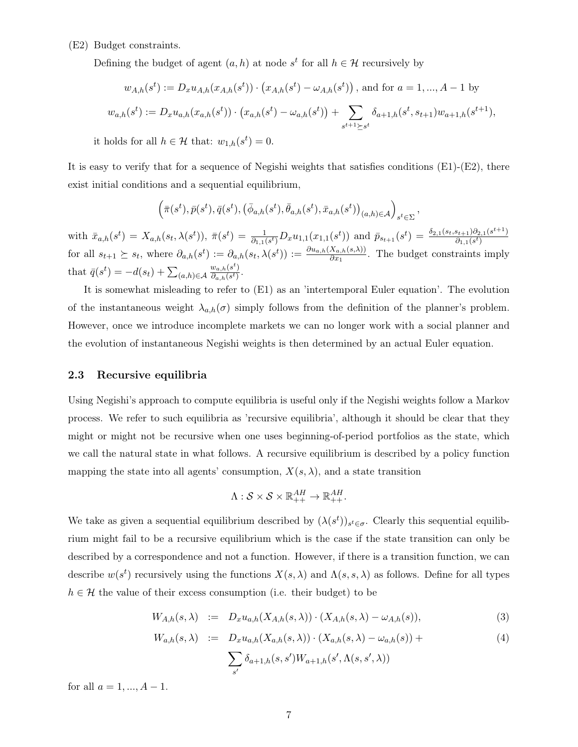(E2) Budget constraints.

Defining the budget of agent $(a,h)$ at node $s^t$ for all $h \in \mathcal{H}$ recursively by

$$w_{A,h}(s^t) := D_x u_{A,h}(x_{A,h}(s^t)) \cdot \left(x_{A,h}(s^t) - \omega_{A,h}(s^t)\right), \text{ and for } a = 1, ..., A-1 \text{ by}$$

$$w_{a,h}(s^t) := D_x u_{a,h}(x_{a,h}(s^t)) \cdot \left(x_{a,h}(s^t) - \omega_{a,h}(s^t)\right) + \sum_{s^{t+1} \succeq s^t} \delta_{a+1,h}(s^t, s_{t+1}) w_{a+1,h}(s^{t+1}),$$

it holds for all $h \in \mathcal{H}$ that: $w_{1,h}(s^t) = 0$.

It is easy to verify that for a sequence of Negishi weights that satisfies conditions (E1)-(E2), there exist initial conditions and a sequential equilibrium,

$$\left(\bar{\pi}(s^t), \bar{p}(s^t), \bar{q}(s^t), \left(\bar{\phi}_{a,h}(s^t), \bar{\theta}_{a,h}(s^t), \bar{x}_{a,h}(s^t)\right)_{(a,h)\in\mathcal{A}}\right)_{s^t \in \Sigma},$$

with $\bar{x}_{a,h}(s^t) = X_{a,h}(s_t, \lambda(s^t))$, $\bar{\pi}(s^t) = \frac{1}{\partial_{1,1}(s^t)} D_x u_{1,1}(x_{1,1}(s^t))$ and $\bar{p}_{s_{t+1}}(s^t) = \frac{\delta_{2,1}(s_t, s_{t+1})\partial_{2,1}(s^{t+1})}{\partial_{1,1}(s^t)}$ for all $s_{t+1} \succeq s_t$, where $\partial_{a,h}(s^t) := \partial_{a,h}(s_t, \lambda(s^t)) := \frac{\partial u_{a,h}(X_{a,h}(s,\lambda))}{\partial x_1}$. The budget constraints imply that $\bar{q}(s^t) = -d(s_t) + \sum_{(a,h)\in\mathcal{A}} \frac{w_{a,h}(s^t)}{\partial_{a,h}(s^t)}$.

It is somewhat misleading to refer to (E1) as an 'intertemporal Euler equation'. The evolution of the instantaneous weight $\lambda_{a,h}(\sigma)$ simply follows from the definition of the planner's problem. However, once we introduce incomplete markets we can no longer work with a social planner and the evolution of instantaneous Negishi weights is then determined by an actual Euler equation.

### 2.3 Recursive equilibria

Using Negishi's approach to compute equilibria is useful only if the Negishi weights follow a Markov process. We refer to such equilibria as 'recursive equilibria', although it should be clear that they might or might not be recursive when one uses beginning-of-period portfolios as the state, which we call the natural state in what follows. A recursive equilibrium is described by a policy function mapping the state into all agents' consumption, $X(s, \lambda)$, and a state transition

$$\Lambda : \mathcal{S} \times \mathcal{S} \times \mathbb{R}^{AH}_{++} \to \mathbb{R}^{AH}_{++}.$$

We take as given a sequential equilibrium described by $(\lambda(s^t))_{s^t \in \sigma}$. Clearly this sequential equilibrium might fail to be a recursive equilibrium which is the case if the state transition can only be described by a correspondence and not a function. However, if there is a transition function, we can describe $w(s^t)$ recursively using the functions $X(s, \lambda)$ and $\Lambda(s, s, \lambda)$ as follows. Define for all types $h \in \mathcal{H}$ the value of their excess consumption (i.e. their budget) to be

$$W_{A,h}(s, \lambda) \;:=\; D_x u_{a,h}(X_{A,h}(s, \lambda)) \cdot (X_{A,h}(s, \lambda) - \omega_{A,h}(s)), \tag{3}$$

$$W_{a,h}(s, \lambda) \;:=\; D_x u_{a,h}(X_{a,h}(s, \lambda)) \cdot (X_{a,h}(s, \lambda) - \omega_{a,h}(s)) + \sum_{s'} \delta_{a+1,h}(s, s') W_{a+1,h}(s', \Lambda(s, s', \lambda)) \tag{4}$$

for all $a = 1, ..., A-1$.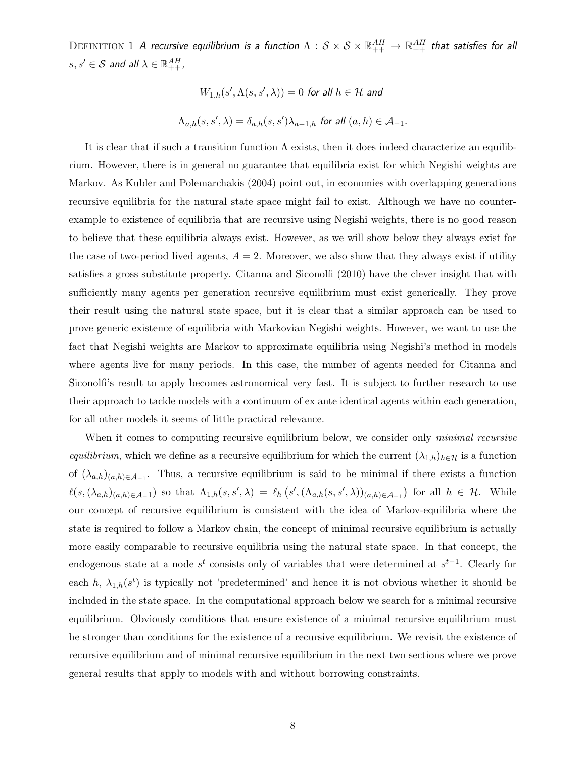Definition 1 *A recursive equilibrium is a function $\Lambda : \mathcal{S} \times \mathcal{S} \times \mathbb{R}^{AH}_{++} \to \mathbb{R}^{AH}_{++}$ that satisfies for all $s, s' \in \mathcal{S}$ and all $\lambda \in \mathbb{R}^{AH}_{++}$,*

$$W_{1,h}(s', \Lambda(s, s', \lambda)) = 0 \text{ for all } h \in \mathcal{H} \text{ and}$$

$$\Lambda_{a,h}(s, s', \lambda) = \delta_{a,h}(s, s')\lambda_{a-1,h} \text{ for all } (a, h) \in \mathcal{A}_{-1}.$$

It is clear that if such a transition function $\Lambda$ exists, then it does indeed characterize an equilibrium. However, there is in general no guarantee that equilibria exist for which Negishi weights are Markov. As Kubler and Polemarchakis (2004) point out, in economies with overlapping generations recursive equilibria for the natural state space might fail to exist. Although we have no counterexample to existence of equilibria that are recursive using Negishi weights, there is no good reason to believe that these equilibria always exist. However, as we will show below they always exist for the case of two-period lived agents, $A = 2$. Moreover, we also show that they always exist if utility satisfies a gross substitute property. Citanna and Siconolfi (2010) have the clever insight that with sufficiently many agents per generation recursive equilibrium must exist generically. They prove their result using the natural state space, but it is clear that a similar approach can be used to prove generic existence of equilibria with Markovian Negishi weights. However, we want to use the fact that Negishi weights are Markov to approximate equilibria using Negishi's method in models where agents live for many periods. In this case, the number of agents needed for Citanna and Siconolfi's result to apply becomes astronomical very fast. It is subject to further research to use their approach to tackle models with a continuum of ex ante identical agents within each generation, for all other models it seems of little practical relevance.

When it comes to computing recursive equilibrium below, we consider only *minimal recursive equilibrium*, which we define as a recursive equilibrium for which the current $(\lambda_{1,h})_{h \in \mathcal{H}}$ is a function of $(\lambda_{a,h})_{(a,h) \in \mathcal{A}_{-1}}$. Thus, a recursive equilibrium is said to be minimal if there exists a function $\ell(s, (\lambda_{a,h})_{(a,h) \in \mathcal{A}_{-1}})$ so that $\Lambda_{1,h}(s, s', \lambda) = \ell_h\left(s', (\Lambda_{a,h}(s, s', \lambda))_{(a,h) \in \mathcal{A}_{-1}}\right)$ for all $h \in \mathcal{H}$. While our concept of recursive equilibrium is consistent with the idea of Markov-equilibria where the state is required to follow a Markov chain, the concept of minimal recursive equilibrium is actually more easily comparable to recursive equilibria using the natural state space. In that concept, the endogenous state at a node $s^t$ consists only of variables that were determined at $s^{t-1}$. Clearly for each $h$, $\lambda_{1,h}(s^t)$ is typically not 'predetermined' and hence it is not obvious whether it should be included in the state space. In the computational approach below we search for a minimal recursive equilibrium. Obviously conditions that ensure existence of a minimal recursive equilibrium must be stronger than conditions for the existence of a recursive equilibrium. We revisit the existence of recursive equilibrium and of minimal recursive equilibrium in the next two sections where we prove general results that apply to models with and without borrowing constraints.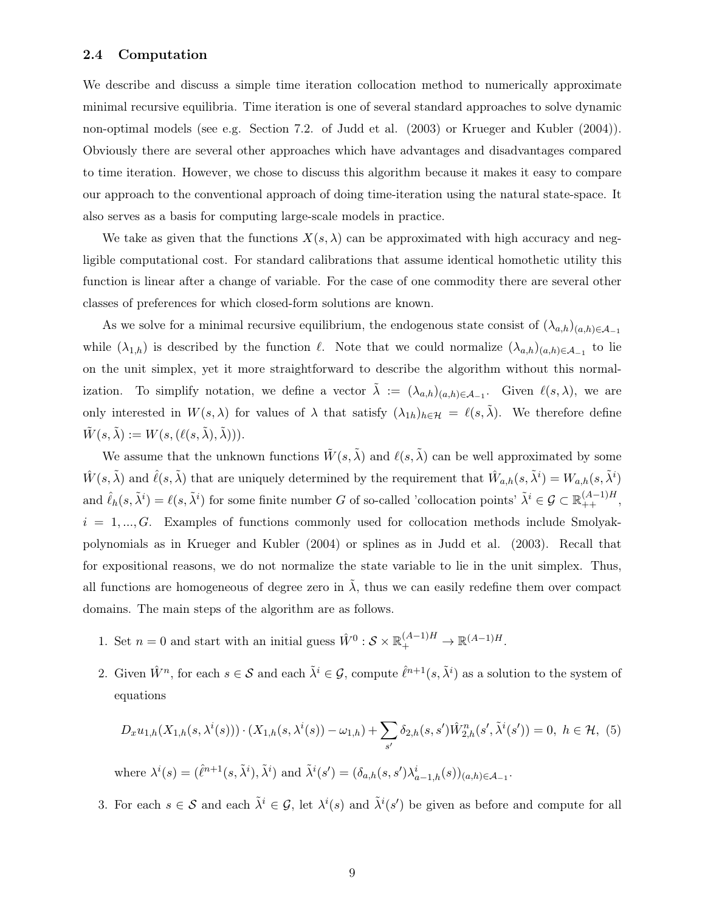### 2.4 Computation

We describe and discuss a simple time iteration collocation method to numerically approximate minimal recursive equilibria. Time iteration is one of several standard approaches to solve dynamic non-optimal models (see e.g. Section 7.2. of Judd et al. (2003) or Krueger and Kubler (2004)). Obviously there are several other approaches which have advantages and disadvantages compared to time iteration. However, we chose to discuss this algorithm because it makes it easy to compare our approach to the conventional approach of doing time-iteration using the natural state-space. It also serves as a basis for computing large-scale models in practice.

We take as given that the functions $X(s, \lambda)$ can be approximated with high accuracy and negligible computational cost. For standard calibrations that assume identical homothetic utility this function is linear after a change of variable. For the case of one commodity there are several other classes of preferences for which closed-form solutions are known.

As we solve for a minimal recursive equilibrium, the endogenous state consist of $(\lambda_{a,h})_{(a,h)\in\mathcal{A}_{-1}}$ while $(\lambda_{1,h})$ is described by the function $\ell$. Note that we could normalize $(\lambda_{a,h})_{(a,h)\in\mathcal{A}_{-1}}$ to lie on the unit simplex, yet it more straightforward to describe the algorithm without this normalization. To simplify notation, we define a vector $\tilde{\lambda} := (\lambda_{a,h})_{(a,h)\in\mathcal{A}_{-1}}$. Given $\ell(s, \lambda)$, we are only interested in $W(s, \lambda)$ for values of $\lambda$ that satisfy $(\lambda_{1h})_{h\in\mathcal{H}} = \ell(s, \tilde{\lambda})$. We therefore define $\tilde{W}(s, \tilde{\lambda}) := W(s, (\ell(s, \tilde{\lambda}), \tilde{\lambda})))$.

We assume that the unknown functions $\tilde{W}(s, \tilde{\lambda})$ and $\ell(s, \tilde{\lambda})$ can be well approximated by some $\hat{W}(s, \tilde{\lambda})$ and $\hat{\ell}(s, \tilde{\lambda})$ that are uniquely determined by the requirement that $\hat{W}_{a,h}(s, \tilde{\lambda}^i) = W_{a,h}(s, \tilde{\lambda}^i)$ and $\hat{\ell}_h(s, \tilde{\lambda}^i) = \ell(s, \tilde{\lambda}^i)$ for some finite number $G$ of so-called 'collocation points' $\tilde{\lambda}^i \in \mathcal{G} \subset \mathbb{R}^{(A-1)H}_{++}$, $i = 1, ..., G$. Examples of functions commonly used for collocation methods include Smolyak-polynomials as in Krueger and Kubler (2004) or splines as in Judd et al. (2003). Recall that for expositional reasons, we do not normalize the state variable to lie in the unit simplex. Thus, all functions are homogeneous of degree zero in $\tilde{\lambda}$, thus we can easily redefine them over compact domains. The main steps of the algorithm are as follows.

1. Set $n = 0$ and start with an initial guess $\hat{W}^0 : \mathcal{S} \times \mathbb{R}^{(A-1)H}_{+} \to \mathbb{R}^{(A-1)H}$.

2. Given $\hat{W}^n$, for each $s \in \mathcal{S}$ and each $\tilde{\lambda}^i \in \mathcal{G}$, compute $\hat{\ell}^{n+1}(s, \tilde{\lambda}^i)$ as a solution to the system of equations

$$D_x u_{1,h}(X_{1,h}(s, \lambda^i(s))) \cdot (X_{1,h}(s, \lambda^i(s)) - \omega_{1,h}) + \sum_{s'} \delta_{2,h}(s, s')\hat{W}^n_{2,h}(s', \tilde{\lambda}^i(s')) = 0, \; h \in \mathcal{H}, \tag{5}$$

   where $\lambda^i(s) = (\hat{\ell}^{n+1}(s, \tilde{\lambda}^i), \tilde{\lambda}^i)$ and $\tilde{\lambda}^i(s') = (\delta_{a,h}(s, s')\lambda^i_{a-1,h}(s))_{(a,h)\in\mathcal{A}_{-1}}$.

3. For each $s \in \mathcal{S}$ and each $\tilde{\lambda}^i \in \mathcal{G}$, let $\lambda^i(s)$ and $\tilde{\lambda}^i(s')$ be given as before and compute for all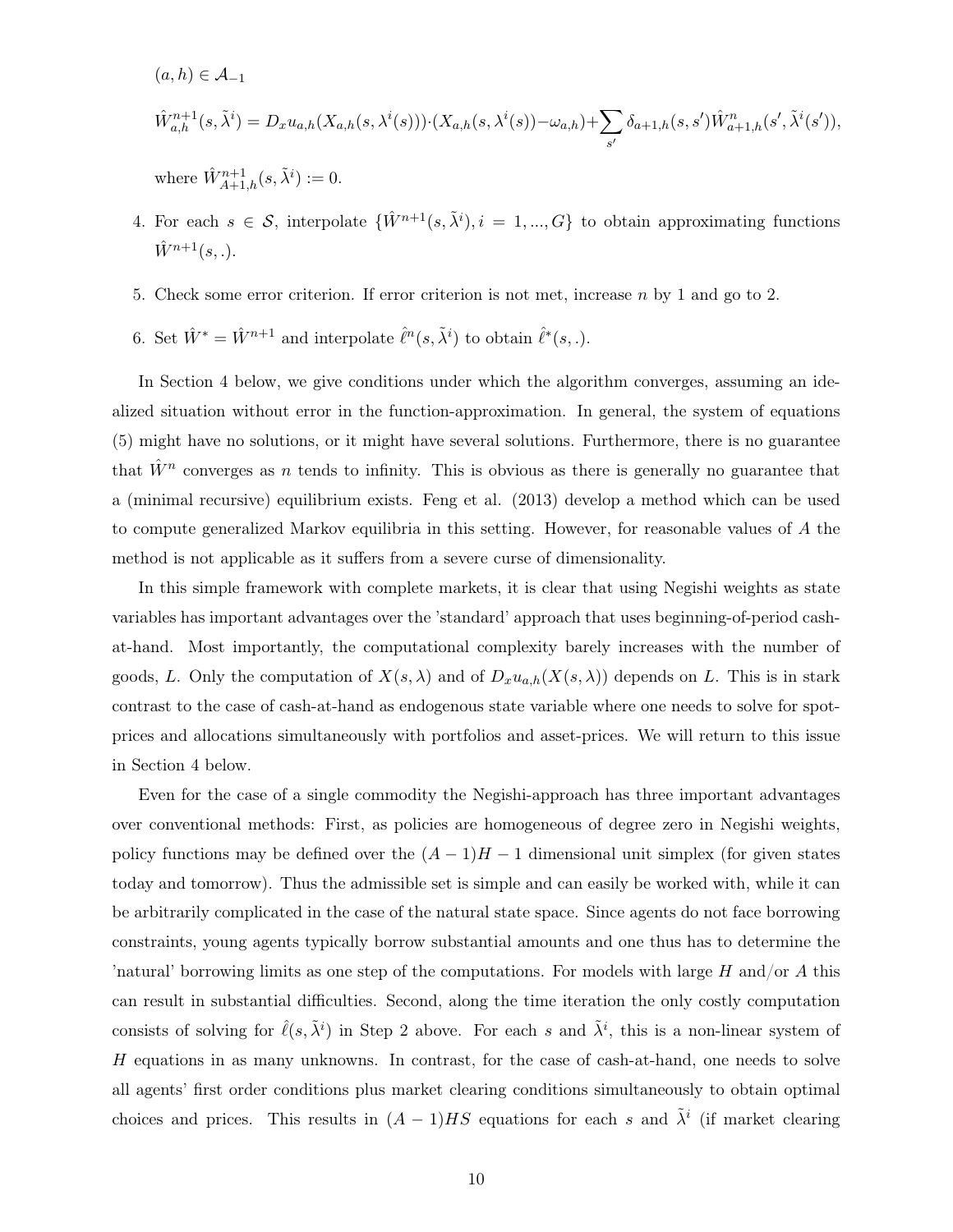$(a,h) \in \mathcal{A}_{-1}$

$$\hat{W}^{n+1}_{a,h}(s,\tilde{\lambda}^i) = D_x u_{a,h}(X_{a,h}(s,\lambda^i(s)))\cdot(X_{a,h}(s,\lambda^i(s)) - \omega_{a,h}) + \sum_{s'} \delta_{a+1,h}(s,s')\hat{W}^n_{a+1,h}(s',\tilde{\lambda}^i(s')),$$

where $\hat{W}^{n+1}_{A+1,h}(s,\tilde{\lambda}^i) := 0$.

4. For each $s \in \mathcal{S}$, interpolate $\{\hat{W}^{n+1}(s,\tilde{\lambda}^i), i = 1, ..., G\}$ to obtain approximating functions $\hat{W}^{n+1}(s,.)$.

5. Check some error criterion. If error criterion is not met, increase $n$ by 1 and go to 2.

6. Set $\hat{W}^* = \hat{W}^{n+1}$ and interpolate $\hat{\ell}^n(s,\tilde{\lambda}^i)$ to obtain $\hat{\ell}^*(s,.)$.

In Section 4 below, we give conditions under which the algorithm converges, assuming an idealized situation without error in the function-approximation. In general, the system of equations (5) might have no solutions, or it might have several solutions. Furthermore, there is no guarantee that $\hat{W}^n$ converges as $n$ tends to infinity. This is obvious as there is generally no guarantee that a (minimal recursive) equilibrium exists. Feng et al. (2013) develop a method which can be used to compute generalized Markov equilibria in this setting. However, for reasonable values of $A$ the method is not applicable as it suffers from a severe curse of dimensionality.

In this simple framework with complete markets, it is clear that using Negishi weights as state variables has important advantages over the 'standard' approach that uses beginning-of-period cash-at-hand. Most importantly, the computational complexity barely increases with the number of goods, $L$. Only the computation of $X(s,\lambda)$ and of $D_x u_{a,h}(X(s,\lambda))$ depends on $L$. This is in stark contrast to the case of cash-at-hand as endogenous state variable where one needs to solve for spot-prices and allocations simultaneously with portfolios and asset-prices. We will return to this issue in Section 4 below.

Even for the case of a single commodity the Negishi-approach has three important advantages over conventional methods: First, as policies are homogeneous of degree zero in Negishi weights, policy functions may be defined over the $(A-1)H-1$ dimensional unit simplex (for given states today and tomorrow). Thus the admissible set is simple and can easily be worked with, while it can be arbitrarily complicated in the case of the natural state space. Since agents do not face borrowing constraints, young agents typically borrow substantial amounts and one thus has to determine the 'natural' borrowing limits as one step of the computations. For models with large $H$ and/or $A$ this can result in substantial difficulties. Second, along the time iteration the only costly computation consists of solving for $\hat{\ell}(s,\tilde{\lambda}^i)$ in Step 2 above. For each $s$ and $\tilde{\lambda}^i$, this is a non-linear system of $H$ equations in as many unknowns. In contrast, for the case of cash-at-hand, one needs to solve all agents' first order conditions plus market clearing conditions simultaneously to obtain optimal choices and prices. This results in $(A-1)HS$ equations for each $s$ and $\tilde{\lambda}^i$ (if market clearing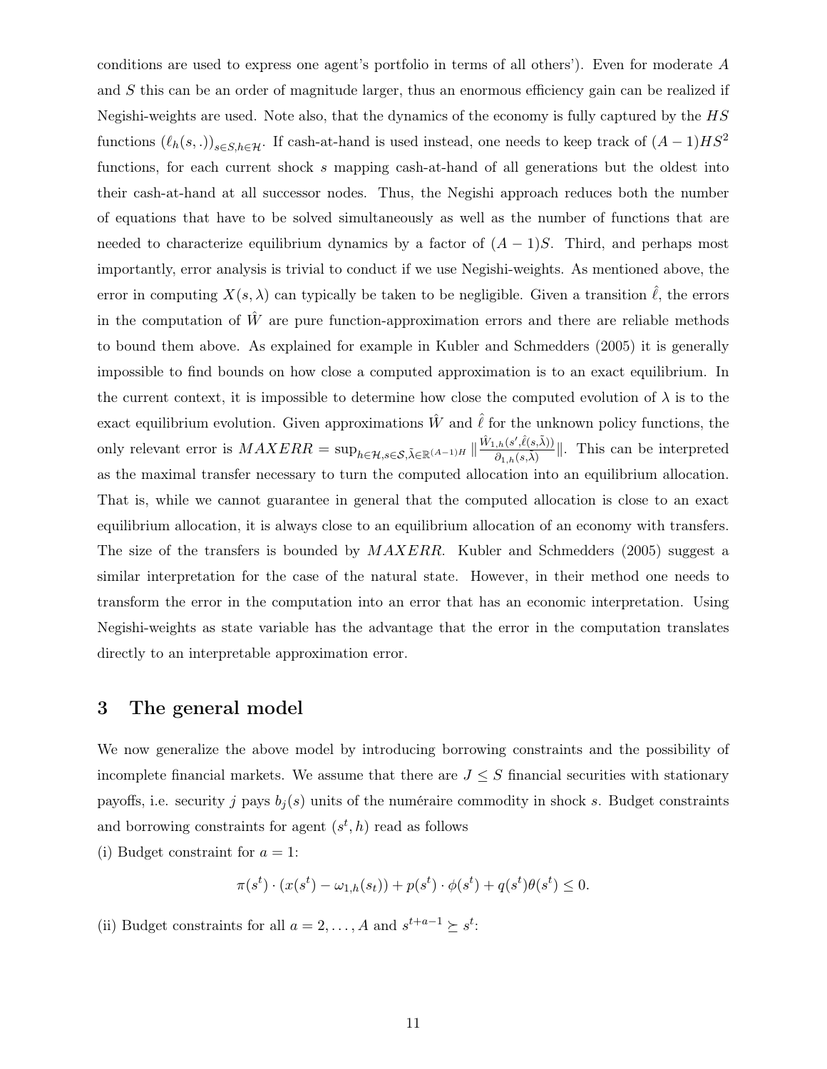conditions are used to express one agent's portfolio in terms of all others'). Even for moderate $A$ and $S$ this can be an order of magnitude larger, thus an enormous efficiency gain can be realized if Negishi-weights are used. Note also, that the dynamics of the economy is fully captured by the $HS$ functions $(\ell_h(s,.))_{s\in S,h\in\mathcal{H}}$. If cash-at-hand is used instead, one needs to keep track of $(A-1)HS^2$ functions, for each current shock $s$ mapping cash-at-hand of all generations but the oldest into their cash-at-hand at all successor nodes. Thus, the Negishi approach reduces both the number of equations that have to be solved simultaneously as well as the number of functions that are needed to characterize equilibrium dynamics by a factor of $(A-1)S$. Third, and perhaps most importantly, error analysis is trivial to conduct if we use Negishi-weights. As mentioned above, the error in computing $X(s,\lambda)$ can typically be taken to be negligible. Given a transition $\hat{\ell}$, the errors in the computation of $\hat{W}$ are pure function-approximation errors and there are reliable methods to bound them above. As explained for example in Kubler and Schmedders (2005) it is generally impossible to find bounds on how close a computed approximation is to an exact equilibrium. In the current context, it is impossible to determine how close the computed evolution of $\lambda$ is to the exact equilibrium evolution. Given approximations $\hat{W}$ and $\hat{\ell}$ for the unknown policy functions, the only relevant error is $MAXERR = \sup_{h\in\mathcal{H},s\in\mathcal{S},\tilde{\lambda}\in\mathbb{R}^{(A-1)H}} \| \frac{\hat{W}_{1,h}(s',\hat{\ell}(s,\tilde{\lambda}))}{\partial_{1,h}(s,\tilde{\lambda})} \|$. This can be interpreted as the maximal transfer necessary to turn the computed allocation into an equilibrium allocation. That is, while we cannot guarantee in general that the computed allocation is close to an exact equilibrium allocation, it is always close to an equilibrium allocation of an economy with transfers. The size of the transfers is bounded by $MAXERR$. Kubler and Schmedders (2005) suggest a similar interpretation for the case of the natural state. However, in their method one needs to transform the error in the computation into an error that has an economic interpretation. Using Negishi-weights as state variable has the advantage that the error in the computation translates directly to an interpretable approximation error.

## 3 The general model

We now generalize the above model by introducing borrowing constraints and the possibility of incomplete financial markets. We assume that there are $J \leq S$ financial securities with stationary payoffs, i.e. security $j$ pays $b_j(s)$ units of the numéraire commodity in shock $s$. Budget constraints and borrowing constraints for agent $(s^t,h)$ read as follows

(i) Budget constraint for $a=1$:

$$\pi(s^t)\cdot(x(s^t)-\omega_{1,h}(s_t))+p(s^t)\cdot\phi(s^t)+q(s^t)\theta(s^t)\leq 0.$$

(ii) Budget constraints for all $a=2,\ldots,A$ and $s^{t+a-1}\succeq s^t$: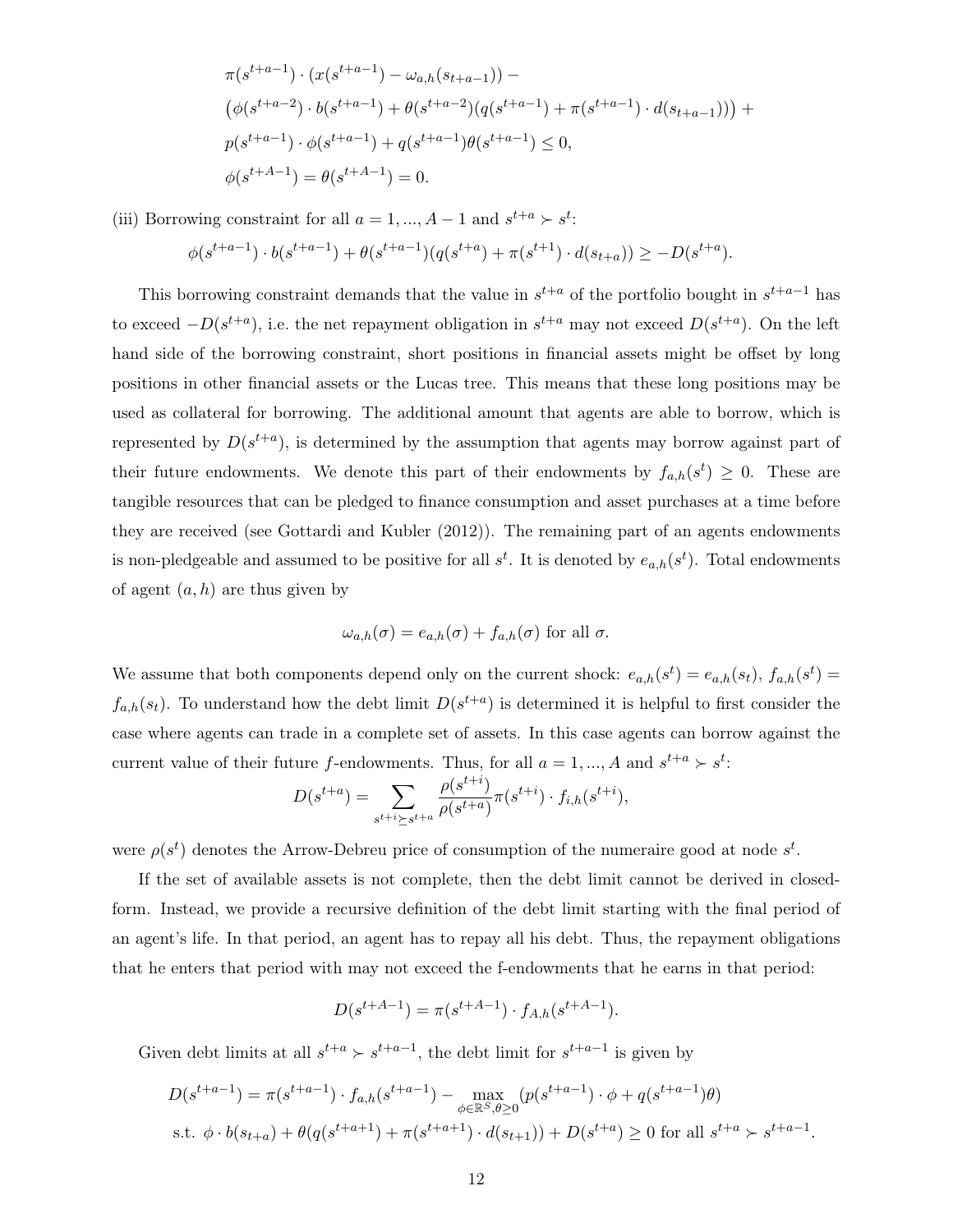$$\pi(s^{t+a-1}) \cdot (x(s^{t+a-1}) - \omega_{a,h}(s_{t+a-1})) -$$
$$\left(\phi(s^{t+a-2}) \cdot b(s^{t+a-1}) + \theta(s^{t+a-2})(q(s^{t+a-1}) + \pi(s^{t+a-1}) \cdot d(s_{t+a-1}))\right) +$$
$$p(s^{t+a-1}) \cdot \phi(s^{t+a-1}) + q(s^{t+a-1})\theta(s^{t+a-1}) \leq 0,$$
$$\phi(s^{t+A-1}) = \theta(s^{t+A-1}) = 0.$$

(iii) Borrowing constraint for all $a = 1, ..., A-1$ and $s^{t+a} \succ s^t$:

$$\phi(s^{t+a-1}) \cdot b(s^{t+a-1}) + \theta(s^{t+a-1})(q(s^{t+a}) + \pi(s^{t+1}) \cdot d(s_{t+a})) \geq -D(s^{t+a}).$$

This borrowing constraint demands that the value in $s^{t+a}$ of the portfolio bought in $s^{t+a-1}$ has to exceed $-D(s^{t+a})$, i.e. the net repayment obligation in $s^{t+a}$ may not exceed $D(s^{t+a})$. On the left hand side of the borrowing constraint, short positions in financial assets might be offset by long positions in other financial assets or the Lucas tree. This means that these long positions may be used as collateral for borrowing. The additional amount that agents are able to borrow, which is represented by $D(s^{t+a})$, is determined by the assumption that agents may borrow against part of their future endowments. We denote this part of their endowments by $f_{a,h}(s^t) \geq 0$. These are tangible resources that can be pledged to finance consumption and asset purchases at a time before they are received (see Gottardi and Kubler (2012)). The remaining part of an agents endowments is non-pledgeable and assumed to be positive for all $s^t$. It is denoted by $e_{a,h}(s^t)$. Total endowments of agent $(a, h)$ are thus given by

$$\omega_{a,h}(\sigma) = e_{a,h}(\sigma) + f_{a,h}(\sigma) \text{ for all } \sigma.$$

We assume that both components depend only on the current shock: $e_{a,h}(s^t) = e_{a,h}(s_t)$, $f_{a,h}(s^t) = f_{a,h}(s_t)$. To understand how the debt limit $D(s^{t+a})$ is determined it is helpful to first consider the case where agents can trade in a complete set of assets. In this case agents can borrow against the current value of their future $f$-endowments. Thus, for all $a = 1, ..., A$ and $s^{t+a} \succ s^t$:

$$D(s^{t+a}) = \sum_{s^{t+i} \succeq s^{t+a}} \frac{\rho(s^{t+i})}{\rho(s^{t+a})} \pi(s^{t+i}) \cdot f_{i,h}(s^{t+i}),$$

were $\rho(s^t)$ denotes the Arrow-Debreu price of consumption of the numeraire good at node $s^t$.

If the set of available assets is not complete, then the debt limit cannot be derived in closed-form. Instead, we provide a recursive definition of the debt limit starting with the final period of an agent's life. In that period, an agent has to repay all his debt. Thus, the repayment obligations that he enters that period with may not exceed the f-endowments that he earns in that period:

$$D(s^{t+A-1}) = \pi(s^{t+A-1}) \cdot f_{A,h}(s^{t+A-1}).$$

Given debt limits at all $s^{t+a} \succ s^{t+a-1}$, the debt limit for $s^{t+a-1}$ is given by

$$D(s^{t+a-1}) = \pi(s^{t+a-1}) \cdot f_{a,h}(s^{t+a-1}) - \max_{\phi \in \mathbb{R}^S, \theta \geq 0} (p(s^{t+a-1}) \cdot \phi + q(s^{t+a-1})\theta)$$
$$\text{s.t. } \phi \cdot b(s_{t+a}) + \theta(q(s^{t+a+1}) + \pi(s^{t+a+1}) \cdot d(s_{t+1})) + D(s^{t+a}) \geq 0 \text{ for all } s^{t+a} \succ s^{t+a-1}.$$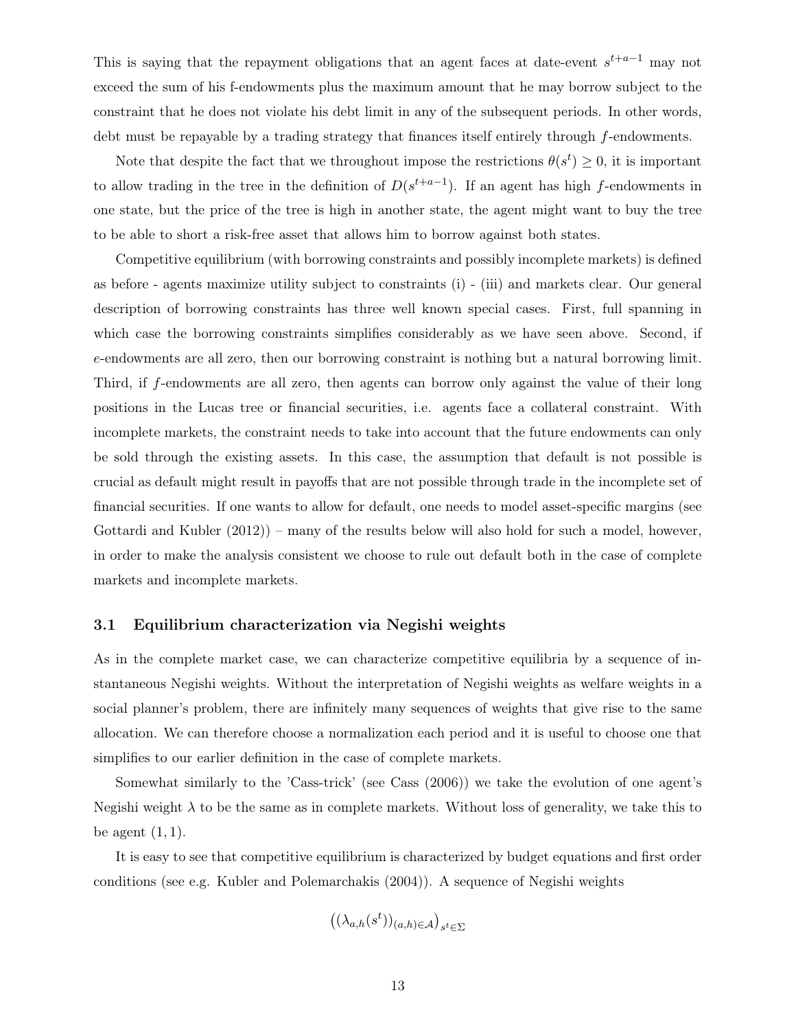This is saying that the repayment obligations that an agent faces at date-event $s^{t+a-1}$ may not exceed the sum of his f-endowments plus the maximum amount that he may borrow subject to the constraint that he does not violate his debt limit in any of the subsequent periods. In other words, debt must be repayable by a trading strategy that finances itself entirely through $f$-endowments.

Note that despite the fact that we throughout impose the restrictions $\theta(s^t) \geq 0$, it is important to allow trading in the tree in the definition of $D(s^{t+a-1})$. If an agent has high $f$-endowments in one state, but the price of the tree is high in another state, the agent might want to buy the tree to be able to short a risk-free asset that allows him to borrow against both states.

Competitive equilibrium (with borrowing constraints and possibly incomplete markets) is defined as before - agents maximize utility subject to constraints (i) - (iii) and markets clear. Our general description of borrowing constraints has three well known special cases. First, full spanning in which case the borrowing constraints simplifies considerably as we have seen above. Second, if $e$-endowments are all zero, then our borrowing constraint is nothing but a natural borrowing limit. Third, if $f$-endowments are all zero, then agents can borrow only against the value of their long positions in the Lucas tree or financial securities, i.e. agents face a collateral constraint. With incomplete markets, the constraint needs to take into account that the future endowments can only be sold through the existing assets. In this case, the assumption that default is not possible is crucial as default might result in payoffs that are not possible through trade in the incomplete set of financial securities. If one wants to allow for default, one needs to model asset-specific margins (see Gottardi and Kubler (2012)) – many of the results below will also hold for such a model, however, in order to make the analysis consistent we choose to rule out default both in the case of complete markets and incomplete markets.

### 3.1 Equilibrium characterization via Negishi weights

As in the complete market case, we can characterize competitive equilibria by a sequence of instantaneous Negishi weights. Without the interpretation of Negishi weights as welfare weights in a social planner's problem, there are infinitely many sequences of weights that give rise to the same allocation. We can therefore choose a normalization each period and it is useful to choose one that simplifies to our earlier definition in the case of complete markets.

Somewhat similarly to the 'Cass-trick' (see Cass (2006)) we take the evolution of one agent's Negishi weight $\lambda$ to be the same as in complete markets. Without loss of generality, we take this to be agent $(1, 1)$.

It is easy to see that competitive equilibrium is characterized by budget equations and first order conditions (see e.g. Kubler and Polemarchakis (2004)). A sequence of Negishi weights

$$\left((\lambda_{a,h}(s^t))_{(a,h)\in\mathcal{A}}\right)_{s^t\in\Sigma}$$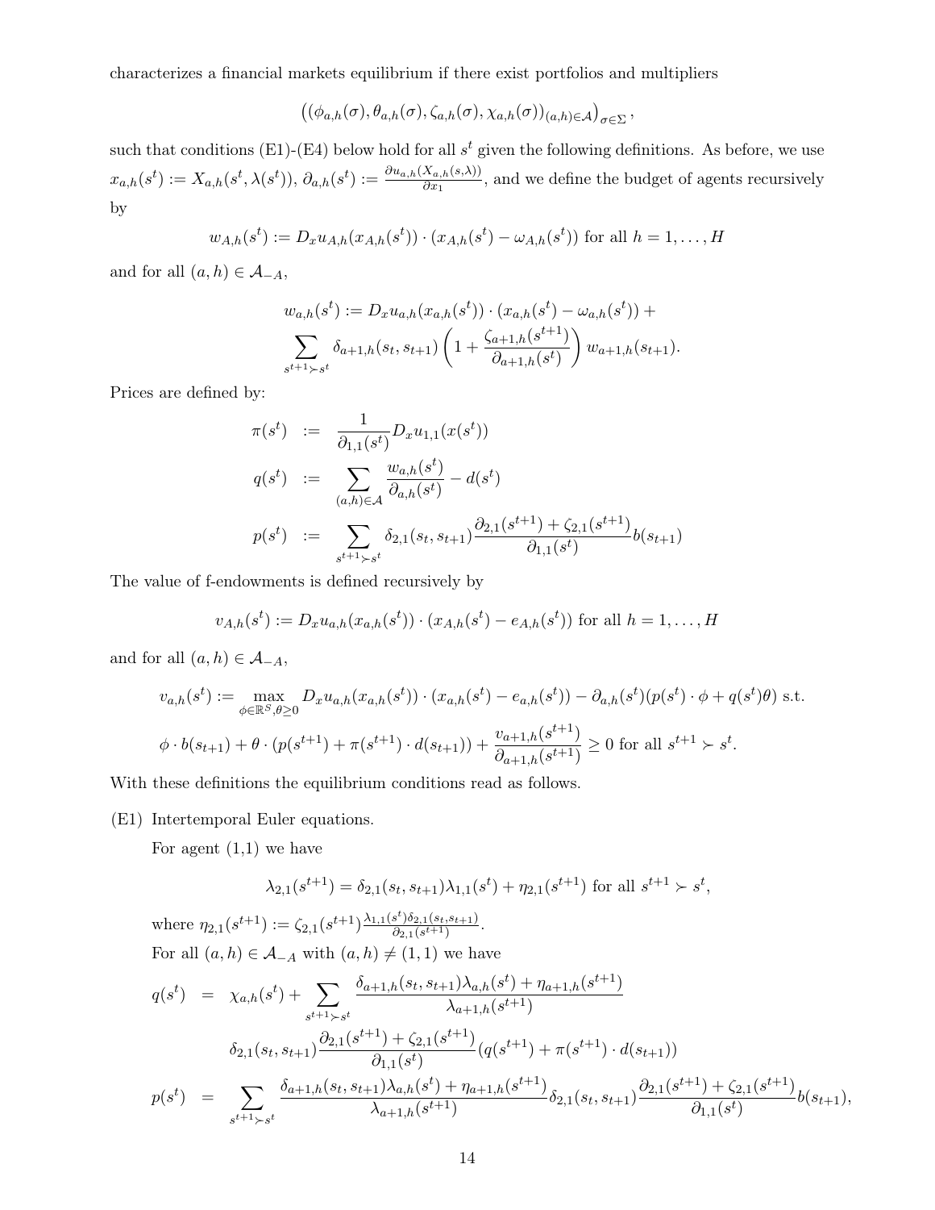characterizes a financial markets equilibrium if there exist portfolios and multipliers

$$\left((\phi_{a,h}(\sigma), \theta_{a,h}(\sigma), \zeta_{a,h}(\sigma), \chi_{a,h}(\sigma))_{(a,h)\in\mathcal{A}}\right)_{\sigma\in\Sigma},$$

such that conditions (E1)-(E4) below hold for all $s^t$ given the following definitions. As before, we use $x_{a,h}(s^t) := X_{a,h}(s^t, \lambda(s^t))$, $\partial_{a,h}(s^t) := \frac{\partial u_{a,h}(X_{a,h}(s,\lambda))}{\partial x_1}$, and we define the budget of agents recursively by

$$w_{A,h}(s^t) := D_x u_{A,h}(x_{A,h}(s^t)) \cdot (x_{A,h}(s^t) - \omega_{A,h}(s^t)) \text{ for all } h = 1, \ldots, H$$

and for all $(a,h) \in \mathcal{A}_{-A}$,

$$w_{a,h}(s^t) := D_x u_{a,h}(x_{a,h}(s^t)) \cdot (x_{a,h}(s^t) - \omega_{a,h}(s^t)) + \sum_{s^{t+1}\succ s^t} \delta_{a+1,h}(s_t, s_{t+1}) \left(1 + \frac{\zeta_{a+1,h}(s^{t+1})}{\partial_{a+1,h}(s^t)}\right) w_{a+1,h}(s_{t+1}).$$

Prices are defined by:

$$\begin{aligned}
\pi(s^t) &:= \frac{1}{\partial_{1,1}(s^t)} D_x u_{1,1}(x(s^t)) \\
q(s^t) &:= \sum_{(a,h)\in\mathcal{A}} \frac{w_{a,h}(s^t)}{\partial_{a,h}(s^t)} - d(s^t) \\
p(s^t) &:= \sum_{s^{t+1}\succ s^t} \delta_{2,1}(s_t, s_{t+1}) \frac{\partial_{2,1}(s^{t+1}) + \zeta_{2,1}(s^{t+1})}{\partial_{1,1}(s^t)} b(s_{t+1})
\end{aligned}$$

The value of f-endowments is defined recursively by

$$v_{A,h}(s^t) := D_x u_{A,h}(x_{A,h}(s^t)) \cdot (x_{A,h}(s^t) - e_{A,h}(s^t)) \text{ for all } h = 1, \ldots, H$$

and for all $(a,h) \in \mathcal{A}_{-A}$,

$$v_{a,h}(s^t) := \max_{\phi\in\mathbb{R}^S, \theta\geq 0} D_x u_{a,h}(x_{a,h}(s^t)) \cdot (x_{a,h}(s^t) - e_{a,h}(s^t)) - \partial_{a,h}(s^t)(p(s^t)\cdot\phi + q(s^t)\theta) \text{ s.t.}$$

$$\phi \cdot b(s_{t+1}) + \theta \cdot (p(s^{t+1}) + \pi(s^{t+1}) \cdot d(s_{t+1})) + \frac{v_{a+1,h}(s^{t+1})}{\partial_{a+1,h}(s^{t+1})} \geq 0 \text{ for all } s^{t+1} \succ s^t.$$

With these definitions the equilibrium conditions read as follows.

(E1) Intertemporal Euler equations.

For agent (1,1) we have

$$\lambda_{2,1}(s^{t+1}) = \delta_{2,1}(s_t, s_{t+1})\lambda_{1,1}(s^t) + \eta_{2,1}(s^{t+1}) \text{ for all } s^{t+1} \succ s^t,$$

where $\eta_{2,1}(s^{t+1}) := \zeta_{2,1}(s^{t+1}) \frac{\lambda_{1,1}(s^t)\delta_{2,1}(s_t,s_{t+1})}{\partial_{2,1}(s^{t+1})}$.

For all $(a,h) \in \mathcal{A}_{-A}$ with $(a,h) \neq (1,1)$ we have

$$\begin{aligned}
q(s^t) &= \chi_{a,h}(s^t) + \sum_{s^{t+1}\succ s^t} \frac{\delta_{a+1,h}(s_t, s_{t+1})\lambda_{a,h}(s^t) + \eta_{a+1,h}(s^{t+1})}{\lambda_{a+1,h}(s^{t+1})} \\
&\quad \delta_{2,1}(s_t, s_{t+1}) \frac{\partial_{2,1}(s^{t+1}) + \zeta_{2,1}(s^{t+1})}{\partial_{1,1}(s^t)} (q(s^{t+1}) + \pi(s^{t+1}) \cdot d(s_{t+1})) \\
p(s^t) &= \sum_{s^{t+1}\succ s^t} \frac{\delta_{a+1,h}(s_t, s_{t+1})\lambda_{a,h}(s^t) + \eta_{a+1,h}(s^{t+1})}{\lambda_{a+1,h}(s^{t+1})} \delta_{2,1}(s_t, s_{t+1}) \frac{\partial_{2,1}(s^{t+1}) + \zeta_{2,1}(s^{t+1})}{\partial_{1,1}(s^t)} b(s_{t+1}),
\end{aligned}$$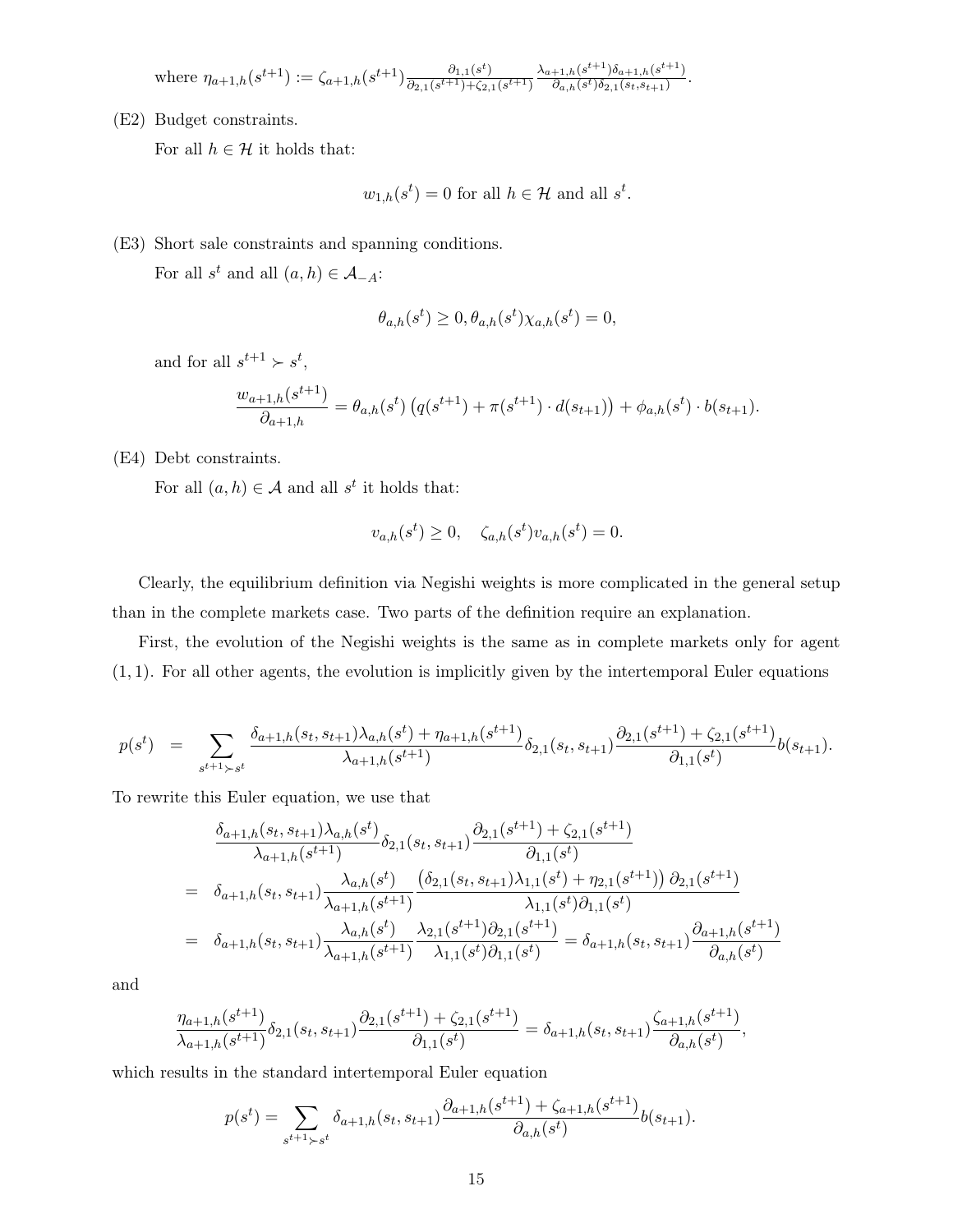where $\eta_{a+1,h}(s^{t+1}) := \zeta_{a+1,h}(s^{t+1}) \frac{\partial_{1,1}(s^t)}{\partial_{2,1}(s^{t+1})+\zeta_{2,1}(s^{t+1})} \frac{\lambda_{a+1,h}(s^{t+1})\delta_{a+1,h}(s^{t+1})}{\partial_{a,h}(s^t)\delta_{2,1}(s_t,s_{t+1})}$.

(E2) Budget constraints.

For all $h \in \mathcal{H}$ it holds that:

$$w_{1,h}(s^t) = 0 \text{ for all } h \in \mathcal{H} \text{ and all } s^t.$$

(E3) Short sale constraints and spanning conditions.

For all $s^t$ and all $(a,h) \in \mathcal{A}_{-A}$:

$$\theta_{a,h}(s^t) \geq 0, \theta_{a,h}(s^t)\chi_{a,h}(s^t) = 0,$$

and for all $s^{t+1} \succ s^t$,

$$\frac{w_{a+1,h}(s^{t+1})}{\partial_{a+1,h}} = \theta_{a,h}(s^t)\left(q(s^{t+1}) + \pi(s^{t+1}) \cdot d(s_{t+1})\right) + \phi_{a,h}(s^t) \cdot b(s_{t+1}).$$

(E4) Debt constraints.

For all $(a,h) \in \mathcal{A}$ and all $s^t$ it holds that:

$$v_{a,h}(s^t) \geq 0, \quad \zeta_{a,h}(s^t)v_{a,h}(s^t) = 0.$$

Clearly, the equilibrium definition via Negishi weights is more complicated in the general setup than in the complete markets case. Two parts of the definition require an explanation.

First, the evolution of the Negishi weights is the same as in complete markets only for agent $(1,1)$. For all other agents, the evolution is implicitly given by the intertemporal Euler equations

$$p(s^t) \quad = \sum_{s^{t+1} \succ s^t} \frac{\delta_{a+1,h}(s_t,s_{t+1})\lambda_{a,h}(s^t) + \eta_{a+1,h}(s^{t+1})}{\lambda_{a+1,h}(s^{t+1})}\delta_{2,1}(s_t,s_{t+1})\frac{\partial_{2,1}(s^{t+1}) + \zeta_{2,1}(s^{t+1})}{\partial_{1,1}(s^t)}b(s_{t+1}).$$

To rewrite this Euler equation, we use that

$$\begin{aligned}
& \frac{\delta_{a+1,h}(s_t,s_{t+1})\lambda_{a,h}(s^t)}{\lambda_{a+1,h}(s^{t+1})}\delta_{2,1}(s_t,s_{t+1})\frac{\partial_{2,1}(s^{t+1}) + \zeta_{2,1}(s^{t+1})}{\partial_{1,1}(s^t)} \\
= \;& \delta_{a+1,h}(s_t,s_{t+1})\frac{\lambda_{a,h}(s^t)}{\lambda_{a+1,h}(s^{t+1})}\frac{\left(\delta_{2,1}(s_t,s_{t+1})\lambda_{1,1}(s^t) + \eta_{2,1}(s^{t+1})\right)\partial_{2,1}(s^{t+1})}{\lambda_{1,1}(s^t)\partial_{1,1}(s^t)} \\
= \;& \delta_{a+1,h}(s_t,s_{t+1})\frac{\lambda_{a,h}(s^t)}{\lambda_{a+1,h}(s^{t+1})}\frac{\lambda_{2,1}(s^{t+1})\partial_{2,1}(s^{t+1})}{\lambda_{1,1}(s^t)\partial_{1,1}(s^t)} = \delta_{a+1,h}(s_t,s_{t+1})\frac{\partial_{a+1,h}(s^{t+1})}{\partial_{a,h}(s^t)}
\end{aligned}$$

and

$$\frac{\eta_{a+1,h}(s^{t+1})}{\lambda_{a+1,h}(s^{t+1})}\delta_{2,1}(s_t,s_{t+1})\frac{\partial_{2,1}(s^{t+1}) + \zeta_{2,1}(s^{t+1})}{\partial_{1,1}(s^t)} = \delta_{a+1,h}(s_t,s_{t+1})\frac{\zeta_{a+1,h}(s^{t+1})}{\partial_{a,h}(s^t)},$$

which results in the standard intertemporal Euler equation

$$p(s^t) = \sum_{s^{t+1} \succ s^t} \delta_{a+1,h}(s_t,s_{t+1})\frac{\partial_{a+1,h}(s^{t+1}) + \zeta_{a+1,h}(s^{t+1})}{\partial_{a,h}(s^t)}b(s_{t+1}).$$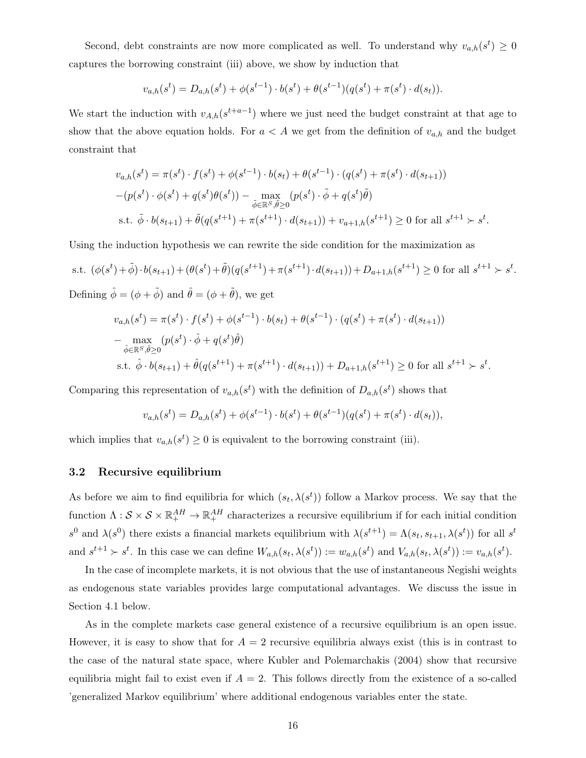Second, debt constraints are now more complicated as well. To understand why $v_{a,h}(s^t) \geq 0$ captures the borrowing constraint (iii) above, we show by induction that

$$v_{a,h}(s^t) = D_{a,h}(s^t) + \phi(s^{t-1}) \cdot b(s^t) + \theta(s^{t-1})(q(s^t) + \pi(s^t) \cdot d(s_t)).$$

We start the induction with $v_{A,h}(s^{t+a-1})$ where we just need the budget constraint at that age to show that the above equation holds. For $a < A$ we get from the definition of $v_{a,h}$ and the budget constraint that

$$\begin{aligned}
v_{a,h}(s^t) &= \pi(s^t) \cdot f(s^t) + \phi(s^{t-1}) \cdot b(s_t) + \theta(s^{t-1}) \cdot (q(s^t) + \pi(s^t) \cdot d(s_{t+1})) \\
&-(p(s^t) \cdot \phi(s^t) + q(s^t)\theta(s^t)) - \max_{\tilde{\phi} \in \mathbb{R}^S, \tilde{\theta} \geq 0} (p(s^t) \cdot \tilde{\phi} + q(s^t)\tilde{\theta}) \\
&\text{s.t. } \tilde{\phi} \cdot b(s_{t+1}) + \tilde{\theta}(q(s^{t+1}) + \pi(s^{t+1}) \cdot d(s_{t+1})) + v_{a+1,h}(s^{t+1}) \geq 0 \text{ for all } s^{t+1} \succ s^t.
\end{aligned}$$

Using the induction hypothesis we can rewrite the side condition for the maximization as

$$\text{s.t. } (\phi(s^t) + \tilde{\phi}) \cdot b(s_{t+1}) + (\theta(s^t) + \tilde{\theta})(q(s^{t+1}) + \pi(s^{t+1}) \cdot d(s_{t+1})) + D_{a+1,h}(s^{t+1}) \geq 0 \text{ for all } s^{t+1} \succ s^t.$$

Defining $\hat{\phi} = (\phi + \tilde{\phi})$ and $\hat{\theta} = (\phi + \tilde{\theta})$, we get

$$\begin{aligned}
v_{a,h}(s^t) &= \pi(s^t) \cdot f(s^t) + \phi(s^{t-1}) \cdot b(s_t) + \theta(s^{t-1}) \cdot (q(s^t) + \pi(s^t) \cdot d(s_{t+1})) \\
&- \max_{\hat{\phi} \in \mathbb{R}^S, \hat{\theta} \geq 0} (p(s^t) \cdot \hat{\phi} + q(s^t)\hat{\theta}) \\
&\text{s.t. } \hat{\phi} \cdot b(s_{t+1}) + \hat{\theta}(q(s^{t+1}) + \pi(s^{t+1}) \cdot d(s_{t+1})) + D_{a+1,h}(s^{t+1}) \geq 0 \text{ for all } s^{t+1} \succ s^t.
\end{aligned}$$

Comparing this representation of $v_{a,h}(s^t)$ with the definition of $D_{a,h}(s^t)$ shows that

$$v_{a,h}(s^t) = D_{a,h}(s^t) + \phi(s^{t-1}) \cdot b(s^t) + \theta(s^{t-1})(q(s^t) + \pi(s^t) \cdot d(s_t)),$$

which implies that $v_{a,h}(s^t) \geq 0$ is equivalent to the borrowing constraint (iii).

### 3.2 Recursive equilibrium

As before we aim to find equilibria for which $(s_t, \lambda(s^t))$ follow a Markov process. We say that the function $\Lambda : \mathcal{S} \times \mathcal{S} \times \mathbb{R}_+^{AH} \to \mathbb{R}_+^{AH}$ characterizes a recursive equilibrium if for each initial condition $s^0$ and $\lambda(s^0)$ there exists a financial markets equilibrium with $\lambda(s^{t+1}) = \Lambda(s_t, s_{t+1}, \lambda(s^t))$ for all $s^t$ and $s^{t+1} \succ s^t$. In this case we can define $W_{a,h}(s_t, \lambda(s^t)) := w_{a,h}(s^t)$ and $V_{a,h}(s_t, \lambda(s^t)) := v_{a,h}(s^t)$.

In the case of incomplete markets, it is not obvious that the use of instantaneous Negishi weights as endogenous state variables provides large computational advantages. We discuss the issue in Section 4.1 below.

As in the complete markets case general existence of a recursive equilibrium is an open issue. However, it is easy to show that for $A = 2$ recursive equilibria always exist (this is in contrast to the case of the natural state space, where Kubler and Polemarchakis (2004) show that recursive equilibria might fail to exist even if $A = 2$. This follows directly from the existence of a so-called 'generalized Markov equilibrium' where additional endogenous variables enter the state.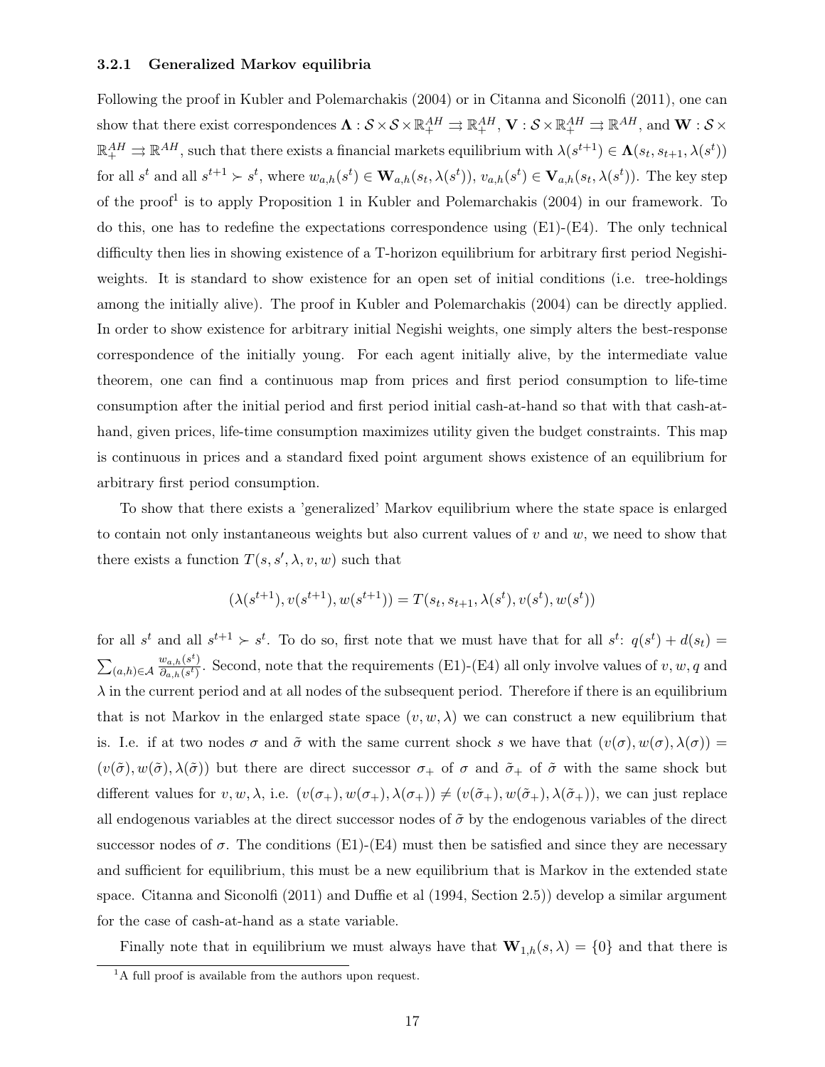### 3.2.1 Generalized Markov equilibria

Following the proof in Kubler and Polemarchakis (2004) or in Citanna and Siconolfi (2011), one can show that there exist correspondences $\mathbf{\Lambda} : \mathcal{S} \times \mathcal{S} \times \mathbb{R}_+^{AH} \rightrightarrows \mathbb{R}_+^{AH}$, $\mathbf{V} : \mathcal{S} \times \mathbb{R}_+^{AH} \rightrightarrows \mathbb{R}^{AH}$, and $\mathbf{W} : \mathcal{S} \times \mathbb{R}_+^{AH} \rightrightarrows \mathbb{R}^{AH}$, such that there exists a financial markets equilibrium with $\lambda(s^{t+1}) \in \mathbf{\Lambda}(s_t, s_{t+1}, \lambda(s^t))$ for all $s^t$ and all $s^{t+1} \succ s^t$, where $w_{a,h}(s^t) \in \mathbf{W}_{a,h}(s_t, \lambda(s^t))$, $v_{a,h}(s^t) \in \mathbf{V}_{a,h}(s_t, \lambda(s^t))$. The key step of the proof[1] is to apply Proposition 1 in Kubler and Polemarchakis (2004) in our framework. To do this, one has to redefine the expectations correspondence using (E1)-(E4). The only technical difficulty then lies in showing existence of a T-horizon equilibrium for arbitrary first period Negishi-weights. It is standard to show existence for an open set of initial conditions (i.e. tree-holdings among the initially alive). The proof in Kubler and Polemarchakis (2004) can be directly applied. In order to show existence for arbitrary initial Negishi weights, one simply alters the best-response correspondence of the initially young. For each agent initially alive, by the intermediate value theorem, one can find a continuous map from prices and first period consumption to life-time consumption after the initial period and first period initial cash-at-hand so that with that cash-at-hand, given prices, life-time consumption maximizes utility given the budget constraints. This map is continuous in prices and a standard fixed point argument shows existence of an equilibrium for arbitrary first period consumption.

To show that there exists a 'generalized' Markov equilibrium where the state space is enlarged to contain not only instantaneous weights but also current values of $v$ and $w$, we need to show that there exists a function $T(s, s', \lambda, v, w)$ such that

$$(\lambda(s^{t+1}), v(s^{t+1}), w(s^{t+1})) = T(s_t, s_{t+1}, \lambda(s^t), v(s^t), w(s^t))$$

for all $s^t$ and all $s^{t+1} \succ s^t$. To do so, first note that we must have that for all $s^t$: $q(s^t) + d(s_t) = \sum_{(a,h)\in\mathcal{A}} \frac{w_{a,h}(s^t)}{\partial_{a,h}(s^t)}$. Second, note that the requirements (E1)-(E4) all only involve values of $v, w, q$ and $\lambda$ in the current period and at all nodes of the subsequent period. Therefore if there is an equilibrium that is not Markov in the enlarged state space $(v, w, \lambda)$ we can construct a new equilibrium that is. I.e. if at two nodes $\sigma$ and $\tilde{\sigma}$ with the same current shock $s$ we have that $(v(\sigma), w(\sigma), \lambda(\sigma)) = (v(\tilde{\sigma}), w(\tilde{\sigma}), \lambda(\tilde{\sigma}))$ but there are direct successor $\sigma_+$ of $\sigma$ and $\tilde{\sigma}_+$ of $\tilde{\sigma}$ with the same shock but different values for $v, w, \lambda$, i.e. $(v(\sigma_+), w(\sigma_+), \lambda(\sigma_+)) \neq (v(\tilde{\sigma}_+), w(\tilde{\sigma}_+), \lambda(\tilde{\sigma}_+))$, we can just replace all endogenous variables at the direct successor nodes of $\tilde{\sigma}$ by the endogenous variables of the direct successor nodes of $\sigma$. The conditions (E1)-(E4) must then be satisfied and since they are necessary and sufficient for equilibrium, this must be a new equilibrium that is Markov in the extended state space. Citanna and Siconolfi (2011) and Duffie et al (1994, Section 2.5)) develop a similar argument for the case of cash-at-hand as a state variable.

Finally note that in equilibrium we must always have that $\mathbf{W}_{1,h}(s, \lambda) = \{0\}$ and that there is

[1] A full proof is available from the authors upon request.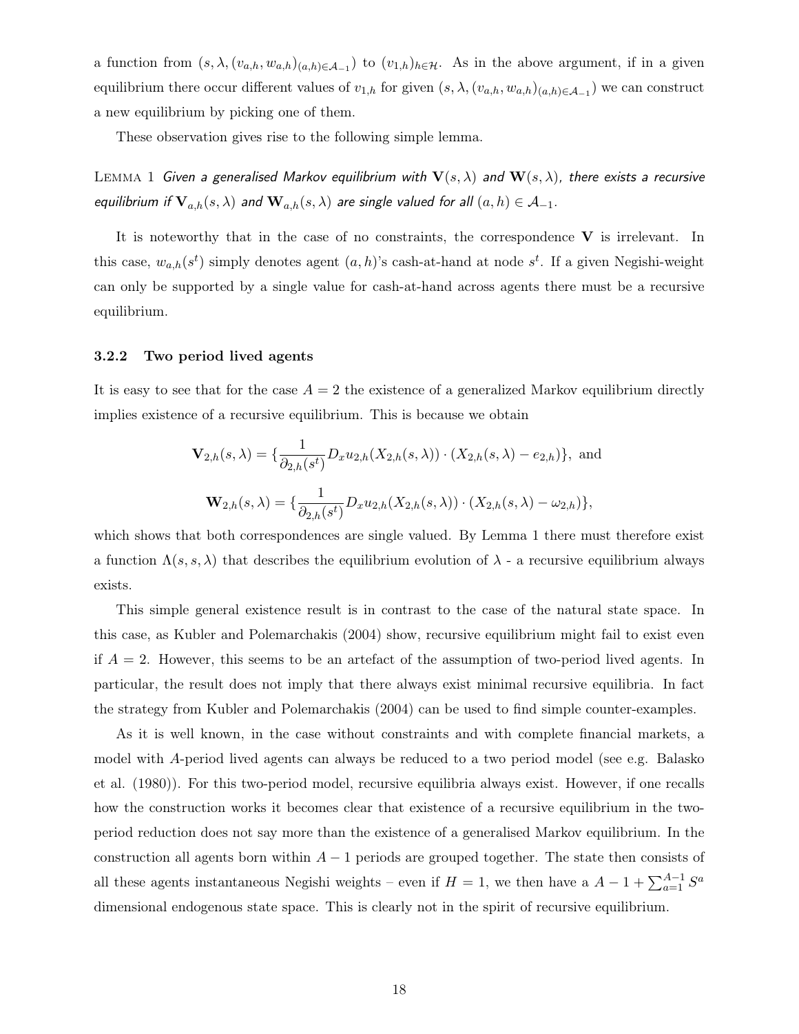a function from $(s, \lambda, (v_{a,h}, w_{a,h})_{(a,h)\in\mathcal{A}_{-1}})$ to $(v_{1,h})_{h\in\mathcal{H}}$. As in the above argument, if in a given equilibrium there occur different values of $v_{1,h}$ for given $(s, \lambda, (v_{a,h}, w_{a,h})_{(a,h)\in\mathcal{A}_{-1}})$ we can construct a new equilibrium by picking one of them.

These observation gives rise to the following simple lemma.

LEMMA 1 *Given a generalised Markov equilibrium with $\mathbf{V}(s, \lambda)$ and $\mathbf{W}(s, \lambda)$, there exists a recursive equilibrium if $\mathbf{V}_{a,h}(s, \lambda)$ and $\mathbf{W}_{a,h}(s, \lambda)$ are single valued for all $(a, h) \in \mathcal{A}_{-1}$.*

It is noteworthy that in the case of no constraints, the correspondence $\mathbf{V}$ is irrelevant. In this case, $w_{a,h}(s^t)$ simply denotes agent $(a, h)$'s cash-at-hand at node $s^t$. If a given Negishi-weight can only be supported by a single value for cash-at-hand across agents there must be a recursive equilibrium.

### 3.2.2 Two period lived agents

It is easy to see that for the case $A = 2$ the existence of a generalized Markov equilibrium directly implies existence of a recursive equilibrium. This is because we obtain

$$\mathbf{V}_{2,h}(s, \lambda) = \{\frac{1}{\partial_{2,h}(s^t)} D_x u_{2,h}(X_{2,h}(s, \lambda)) \cdot (X_{2,h}(s, \lambda) - e_{2,h})\}, \text{ and}$$

$$\mathbf{W}_{2,h}(s, \lambda) = \{\frac{1}{\partial_{2,h}(s^t)} D_x u_{2,h}(X_{2,h}(s, \lambda)) \cdot (X_{2,h}(s, \lambda) - \omega_{2,h})\},$$

which shows that both correspondences are single valued. By Lemma 1 there must therefore exist a function $\Lambda(s, s, \lambda)$ that describes the equilibrium evolution of $\lambda$ - a recursive equilibrium always exists.

This simple general existence result is in contrast to the case of the natural state space. In this case, as Kubler and Polemarchakis (2004) show, recursive equilibrium might fail to exist even if $A = 2$. However, this seems to be an artefact of the assumption of two-period lived agents. In particular, the result does not imply that there always exist minimal recursive equilibria. In fact the strategy from Kubler and Polemarchakis (2004) can be used to find simple counter-examples.

As it is well known, in the case without constraints and with complete financial markets, a model with $A$-period lived agents can always be reduced to a two period model (see e.g. Balasko et al. (1980)). For this two-period model, recursive equilibria always exist. However, if one recalls how the construction works it becomes clear that existence of a recursive equilibrium in the two-period reduction does not say more than the existence of a generalised Markov equilibrium. In the construction all agents born within $A-1$ periods are grouped together. The state then consists of all these agents instantaneous Negishi weights – even if $H = 1$, we then have a $A - 1 + \sum_{a=1}^{A-1} S^a$ dimensional endogenous state space. This is clearly not in the spirit of recursive equilibrium.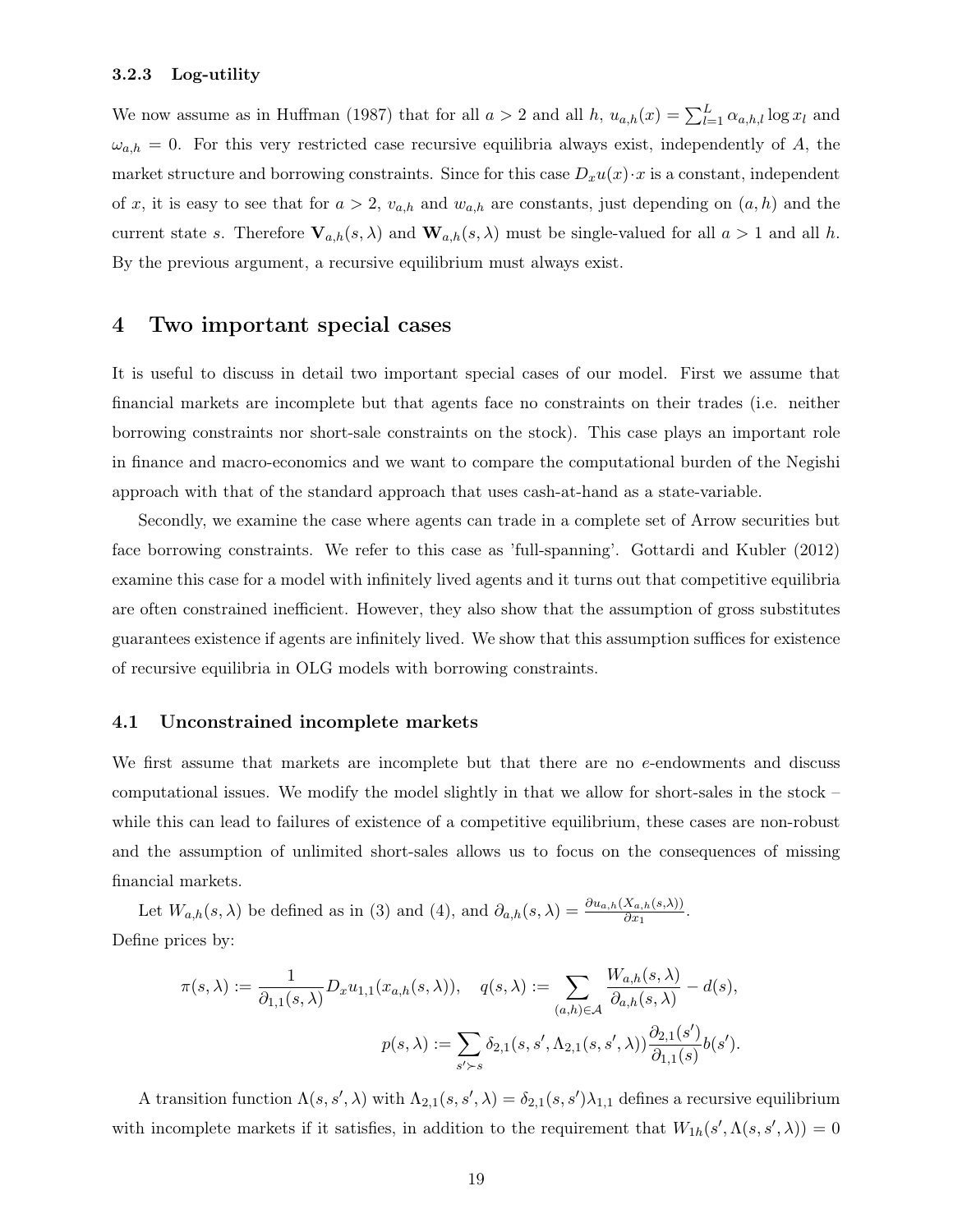### 3.2.3 Log-utility

We now assume as in Huffman (1987) that for all $a > 2$ and all $h$, $u_{a,h}(x) = \sum_{l=1}^{L} \alpha_{a,h,l} \log x_l$ and $\omega_{a,h} = 0$. For this very restricted case recursive equilibria always exist, independently of $A$, the market structure and borrowing constraints. Since for this case $D_x u(x) \cdot x$ is a constant, independent of $x$, it is easy to see that for $a > 2$, $v_{a,h}$ and $w_{a,h}$ are constants, just depending on $(a,h)$ and the current state $s$. Therefore $\mathbf{V}_{a,h}(s,\lambda)$ and $\mathbf{W}_{a,h}(s,\lambda)$ must be single-valued for all $a > 1$ and all $h$. By the previous argument, a recursive equilibrium must always exist.

# 4 Two important special cases

It is useful to discuss in detail two important special cases of our model. First we assume that financial markets are incomplete but that agents face no constraints on their trades (i.e. neither borrowing constraints nor short-sale constraints on the stock). This case plays an important role in finance and macro-economics and we want to compare the computational burden of the Negishi approach with that of the standard approach that uses cash-at-hand as a state-variable.

Secondly, we examine the case where agents can trade in a complete set of Arrow securities but face borrowing constraints. We refer to this case as 'full-spanning'. Gottardi and Kubler (2012) examine this case for a model with infinitely lived agents and it turns out that competitive equilibria are often constrained inefficient. However, they also show that the assumption of gross substitutes guarantees existence if agents are infinitely lived. We show that this assumption suffices for existence of recursive equilibria in OLG models with borrowing constraints.

## 4.1 Unconstrained incomplete markets

We first assume that markets are incomplete but that there are no $e$-endowments and discuss computational issues. We modify the model slightly in that we allow for short-sales in the stock – while this can lead to failures of existence of a competitive equilibrium, these cases are non-robust and the assumption of unlimited short-sales allows us to focus on the consequences of missing financial markets.

Let $W_{a,h}(s,\lambda)$ be defined as in (3) and (4), and $\partial_{a,h}(s,\lambda) = \frac{\partial u_{a,h}(X_{a,h}(s,\lambda))}{\partial x_1}$.
Define prices by:

$$\pi(s,\lambda) := \frac{1}{\partial_{1,1}(s,\lambda)} D_x u_{1,1}(x_{a,h}(s,\lambda)), \quad q(s,\lambda) := \sum_{(a,h)\in\mathcal{A}} \frac{W_{a,h}(s,\lambda)}{\partial_{a,h}(s,\lambda)} - d(s),$$

$$p(s,\lambda) := \sum_{s' \succ s} \delta_{2,1}(s,s',\Lambda_{2,1}(s,s',\lambda)) \frac{\partial_{2,1}(s')}{\partial_{1,1}(s)} b(s').$$

A transition function $\Lambda(s,s',\lambda)$ with $\Lambda_{2,1}(s,s',\lambda) = \delta_{2,1}(s,s')\lambda_{1,1}$ defines a recursive equilibrium with incomplete markets if it satisfies, in addition to the requirement that $W_{1h}(s',\Lambda(s,s',\lambda)) = 0$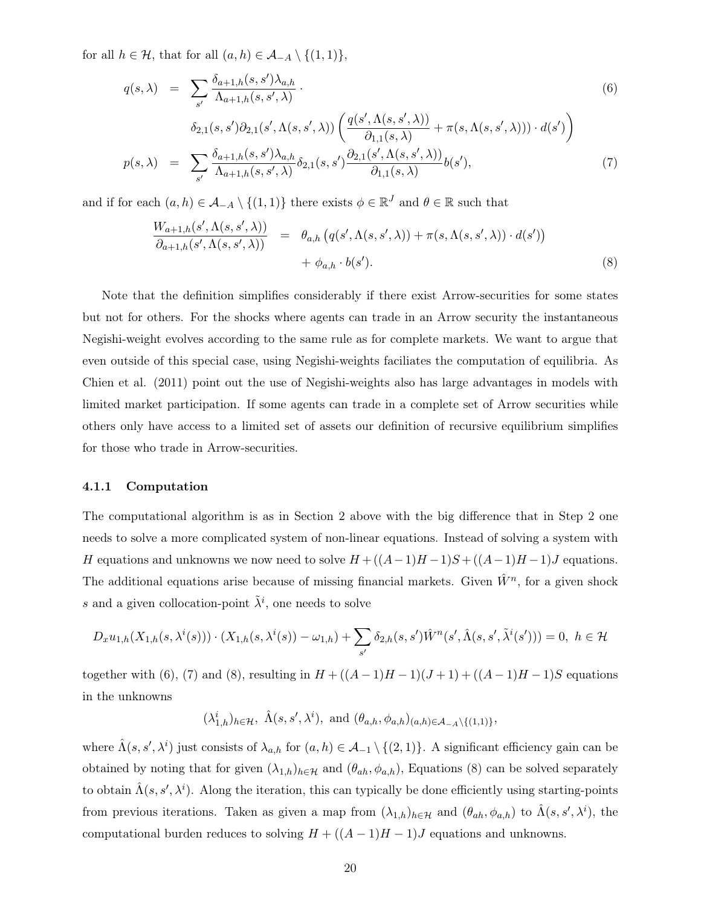for all $h \in \mathcal{H}$, that for all $(a,h) \in \mathcal{A}_{-A} \setminus \{(1,1)\}$,

$$
\begin{aligned}
q(s,\lambda) &= \sum_{s'} \frac{\delta_{a+1,h}(s,s')\lambda_{a,h}}{\Lambda_{a+1,h}(s,s',\lambda)} \cdot \\
&\qquad \delta_{2,1}(s,s')\partial_{2,1}(s',\Lambda(s,s',\lambda)) \left( \frac{q(s',\Lambda(s,s',\lambda))}{\partial_{1,1}(s,\lambda)} + \pi(s,\Lambda(s,s',\lambda))) \cdot d(s') \right) \qquad (6) \\
p(s,\lambda) &= \sum_{s'} \frac{\delta_{a+1,h}(s,s')\lambda_{a,h}}{\Lambda_{a+1,h}(s,s',\lambda)} \delta_{2,1}(s,s') \frac{\partial_{2,1}(s',\Lambda(s,s',\lambda))}{\partial_{1,1}(s,\lambda)} b(s'), \qquad (7)
\end{aligned}
$$

and if for each $(a,h) \in \mathcal{A}_{-A} \setminus \{(1,1)\}$ there exists $\phi \in \mathbb{R}^J$ and $\theta \in \mathbb{R}$ such that

$$
\begin{aligned}
\frac{W_{a+1,h}(s',\Lambda(s,s',\lambda))}{\partial_{a+1,h}(s',\Lambda(s,s',\lambda))} &= \theta_{a,h} \left( q(s',\Lambda(s,s',\lambda)) + \pi(s,\Lambda(s,s',\lambda)) \cdot d(s') \right) \\
&\quad + \phi_{a,h} \cdot b(s'). \qquad (8)
\end{aligned}
$$

Note that the definition simplifies considerably if there exist Arrow-securities for some states but not for others. For the shocks where agents can trade in an Arrow security the instantaneous Negishi-weight evolves according to the same rule as for complete markets. We want to argue that even outside of this special case, using Negishi-weights faciliates the computation of equilibria. As Chien et al. (2011) point out the use of Negishi-weights also has large advantages in models with limited market participation. If some agents can trade in a complete set of Arrow securities while others only have access to a limited set of assets our definition of recursive equilibrium simplifies for those who trade in Arrow-securities.

### 4.1.1 Computation

The computational algorithm is as in Section 2 above with the big difference that in Step 2 one needs to solve a more complicated system of non-linear equations. Instead of solving a system with $H$ equations and unknowns we now need to solve $H + ((A-1)H-1)S + ((A-1)H-1)J$ equations. The additional equations arise because of missing financial markets. Given $\hat{W}^n$, for a given shock $s$ and a given collocation-point $\tilde{\lambda}^i$, one needs to solve

$$
D_x u_{1,h}(X_{1,h}(s,\lambda^i(s))) \cdot (X_{1,h}(s,\lambda^i(s)) - \omega_{1,h}) + \sum_{s'} \delta_{2,h}(s,s') \hat{W}^n(s', \hat{\Lambda}(s,s',\tilde{\lambda}^i(s'))) = 0, \ h \in \mathcal{H}
$$

together with (6), (7) and (8), resulting in $H + ((A-1)H-1)(J+1) + ((A-1)H-1)S$ equations in the unknowns

$$
(\lambda^i_{1,h})_{h\in\mathcal{H}}, \ \hat{\Lambda}(s,s',\lambda^i), \text{ and } (\theta_{a,h}, \phi_{a,h})_{(a,h)\in\mathcal{A}_{-A}\setminus\{(1,1)\}},
$$

where $\hat{\Lambda}(s,s',\lambda^i)$ just consists of $\lambda_{a,h}$ for $(a,h) \in \mathcal{A}_{-1} \setminus \{(2,1)\}$. A significant efficiency gain can be obtained by noting that for given $(\lambda_{1,h})_{h\in\mathcal{H}}$ and $(\theta_{ah}, \phi_{a,h})$, Equations (8) can be solved separately to obtain $\hat{\Lambda}(s,s',\lambda^i)$. Along the iteration, this can typically be done efficiently using starting-points from previous iterations. Taken as given a map from $(\lambda_{1,h})_{h\in\mathcal{H}}$ and $(\theta_{ah}, \phi_{a,h})$ to $\hat{\Lambda}(s,s',\lambda^i)$, the computational burden reduces to solving $H + ((A-1)H-1)J$ equations and unknowns.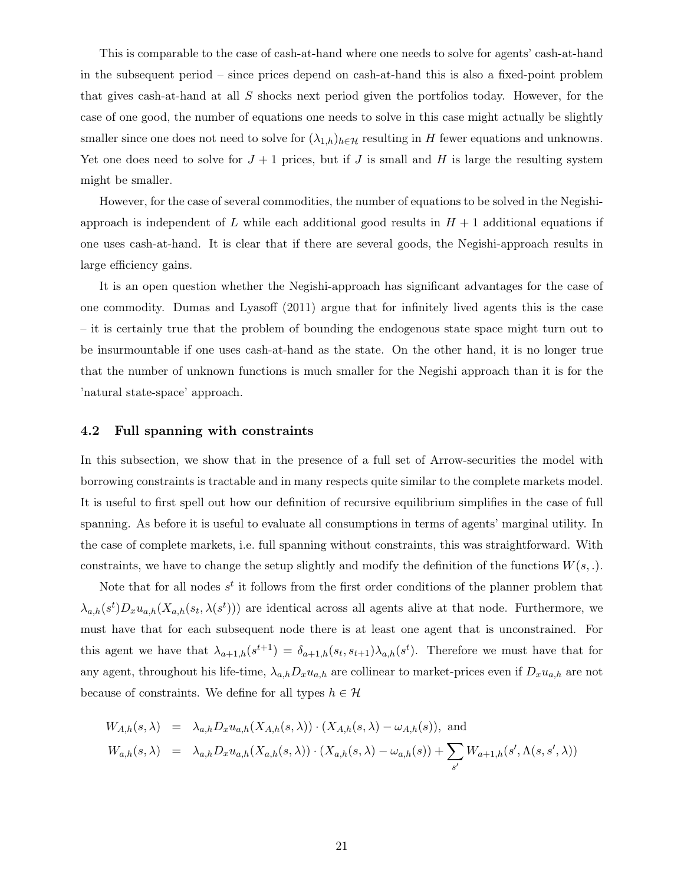This is comparable to the case of cash-at-hand where one needs to solve for agents' cash-at-hand in the subsequent period – since prices depend on cash-at-hand this is also a fixed-point problem that gives cash-at-hand at all $S$ shocks next period given the portfolios today. However, for the case of one good, the number of equations one needs to solve in this case might actually be slightly smaller since one does not need to solve for $(\lambda_{1,h})_{h \in \mathcal{H}}$ resulting in $H$ fewer equations and unknowns. Yet one does need to solve for $J+1$ prices, but if $J$ is small and $H$ is large the resulting system might be smaller.

However, for the case of several commodities, the number of equations to be solved in the Negishi-approach is independent of $L$ while each additional good results in $H+1$ additional equations if one uses cash-at-hand. It is clear that if there are several goods, the Negishi-approach results in large efficiency gains.

It is an open question whether the Negishi-approach has significant advantages for the case of one commodity. Dumas and Lyasoff (2011) argue that for infinitely lived agents this is the case – it is certainly true that the problem of bounding the endogenous state space might turn out to be insurmountable if one uses cash-at-hand as the state. On the other hand, it is no longer true that the number of unknown functions is much smaller for the Negishi approach than it is for the 'natural state-space' approach.

### 4.2 Full spanning with constraints

In this subsection, we show that in the presence of a full set of Arrow-securities the model with borrowing constraints is tractable and in many respects quite similar to the complete markets model. It is useful to first spell out how our definition of recursive equilibrium simplifies in the case of full spanning. As before it is useful to evaluate all consumptions in terms of agents' marginal utility. In the case of complete markets, i.e. full spanning without constraints, this was straightforward. With constraints, we have to change the setup slightly and modify the definition of the functions $W(s,.)$.

Note that for all nodes $s^t$ it follows from the first order conditions of the planner problem that $\lambda_{a,h}(s^t) D_x u_{a,h}(X_{a,h}(s_t, \lambda(s^t)))$ are identical across all agents alive at that node. Furthermore, we must have that for each subsequent node there is at least one agent that is unconstrained. For this agent we have that $\lambda_{a+1,h}(s^{t+1}) = \delta_{a+1,h}(s_t, s_{t+1}) \lambda_{a,h}(s^t)$. Therefore we must have that for any agent, throughout his life-time, $\lambda_{a,h} D_x u_{a,h}$ are collinear to market-prices even if $D_x u_{a,h}$ are not because of constraints. We define for all types $h \in \mathcal{H}$

$$
\begin{aligned}
W_{A,h}(s,\lambda) &= \lambda_{a,h} D_x u_{a,h}(X_{A,h}(s,\lambda)) \cdot (X_{A,h}(s,\lambda) - \omega_{A,h}(s)), \text{ and} \\
W_{a,h}(s,\lambda) &= \lambda_{a,h} D_x u_{a,h}(X_{a,h}(s,\lambda)) \cdot (X_{a,h}(s,\lambda) - \omega_{a,h}(s)) + \sum_{s'} W_{a+1,h}(s', \Lambda(s,s',\lambda))
\end{aligned}
$$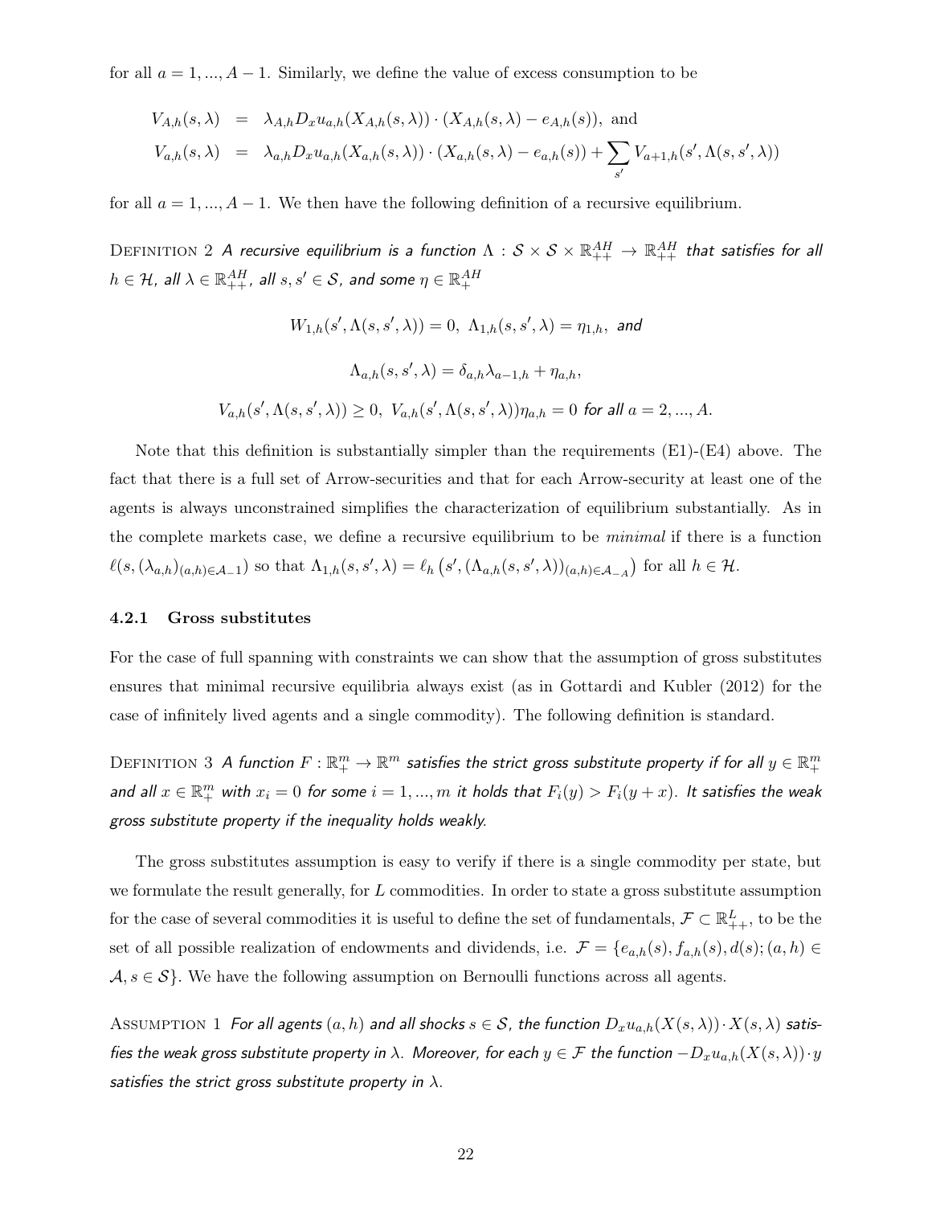for all $a = 1, ..., A-1$. Similarly, we define the value of excess consumption to be

$$
\begin{aligned}
V_{A,h}(s,\lambda) &= \lambda_{A,h} D_x u_{a,h}(X_{A,h}(s,\lambda)) \cdot (X_{A,h}(s,\lambda) - e_{A,h}(s)), \text{ and} \\
V_{a,h}(s,\lambda) &= \lambda_{a,h} D_x u_{a,h}(X_{a,h}(s,\lambda)) \cdot (X_{a,h}(s,\lambda) - e_{a,h}(s)) + \sum_{s'} V_{a+1,h}(s', \Lambda(s,s',\lambda))
\end{aligned}
$$

for all $a = 1, ..., A-1$. We then have the following definition of a recursive equilibrium.

Definition 2 *A recursive equilibrium is a function $\Lambda : \mathcal{S} \times \mathcal{S} \times \mathbb{R}^{AH}_{++} \to \mathbb{R}^{AH}_{++}$ that satisfies for all $h \in \mathcal{H}$, all $\lambda \in \mathbb{R}^{AH}_{++}$, all $s, s' \in \mathcal{S}$, and some $\eta \in \mathbb{R}^{AH}_{+}$*

$$
W_{1,h}(s', \Lambda(s,s',\lambda)) = 0, \ \Lambda_{1,h}(s,s',\lambda) = \eta_{1,h}, \text{ and}
$$

$$
\Lambda_{a,h}(s,s',\lambda) = \delta_{a,h}\lambda_{a-1,h} + \eta_{a,h},
$$

$$
V_{a,h}(s', \Lambda(s,s',\lambda)) \geq 0, \ V_{a,h}(s', \Lambda(s,s',\lambda))\eta_{a,h} = 0 \text{ for all } a = 2, ..., A.
$$

Note that this definition is substantially simpler than the requirements (E1)-(E4) above. The fact that there is a full set of Arrow-securities and that for each Arrow-security at least one of the agents is always unconstrained simplifies the characterization of equilibrium substantially. As in the complete markets case, we define a recursive equilibrium to be *minimal* if there is a function $\ell(s, (\lambda_{a,h})_{(a,h)\in\mathcal{A}_{-1}})$ so that $\Lambda_{1,h}(s,s',\lambda) = \ell_h\left(s', (\Lambda_{a,h}(s,s',\lambda))_{(a,h)\in\mathcal{A}_{-A}}\right)$ for all $h \in \mathcal{H}$.

### 4.2.1 Gross substitutes

For the case of full spanning with constraints we can show that the assumption of gross substitutes ensures that minimal recursive equilibria always exist (as in Gottardi and Kubler (2012) for the case of infinitely lived agents and a single commodity). The following definition is standard.

Definition 3 *A function $F : \mathbb{R}^m_+ \to \mathbb{R}^m$ satisfies the strict gross substitute property if for all $y \in \mathbb{R}^m_+$ and all $x \in \mathbb{R}^m_+$ with $x_i = 0$ for some $i = 1, ..., m$ it holds that $F_i(y) > F_i(y+x)$. It satisfies the weak gross substitute property if the inequality holds weakly.*

The gross substitutes assumption is easy to verify if there is a single commodity per state, but we formulate the result generally, for $L$ commodities. In order to state a gross substitute assumption for the case of several commodities it is useful to define the set of fundamentals, $\mathcal{F} \subset \mathbb{R}^L_{++}$, to be the set of all possible realization of endowments and dividends, i.e. $\mathcal{F} = \{e_{a,h}(s), f_{a,h}(s), d(s); (a,h) \in \mathcal{A}, s \in \mathcal{S}\}$. We have the following assumption on Bernoulli functions across all agents.

Assumption 1 *For all agents $(a,h)$ and all shocks $s \in \mathcal{S}$, the function $D_x u_{a,h}(X(s,\lambda)) \cdot X(s,\lambda)$ satisfies the weak gross substitute property in $\lambda$. Moreover, for each $y \in \mathcal{F}$ the function $-D_x u_{a,h}(X(s,\lambda)) \cdot y$ satisfies the strict gross substitute property in $\lambda$.*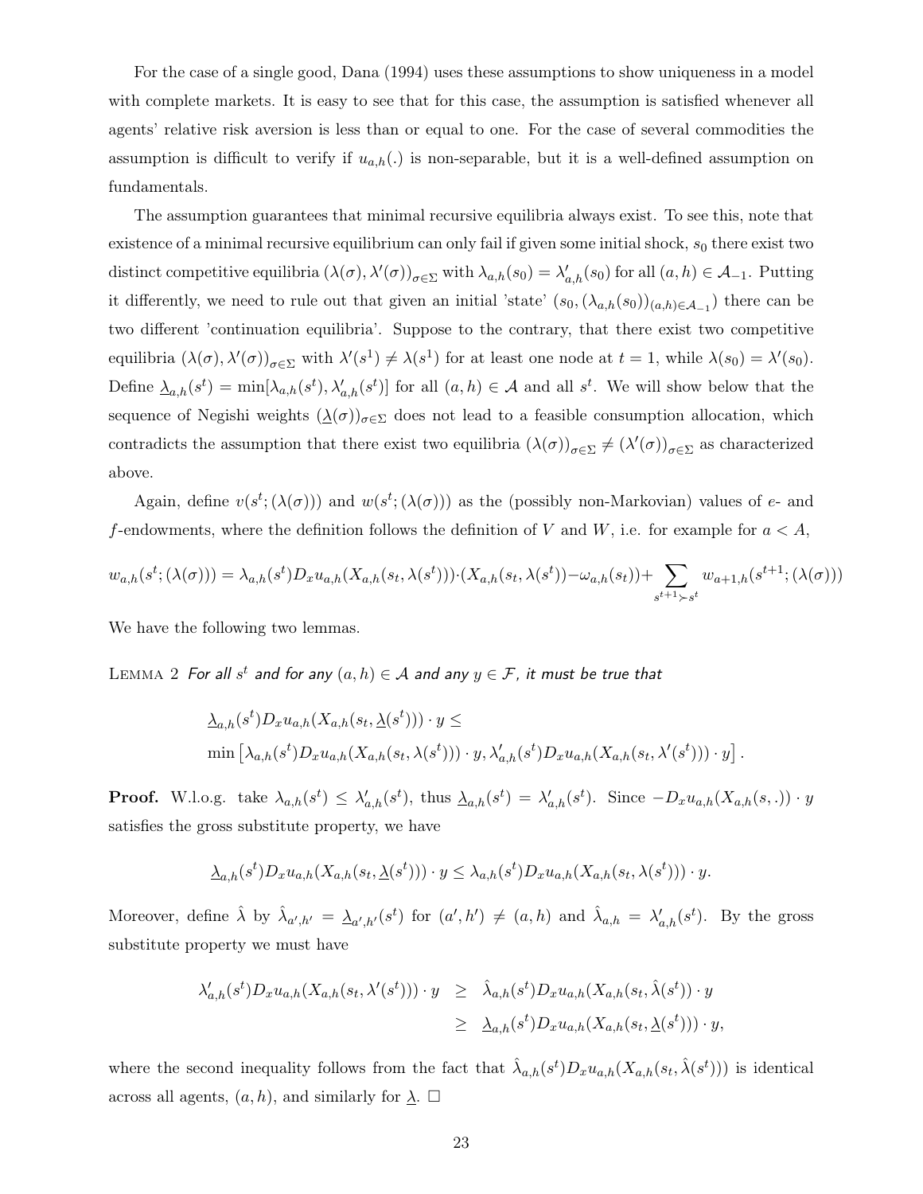For the case of a single good, Dana (1994) uses these assumptions to show uniqueness in a model with complete markets. It is easy to see that for this case, the assumption is satisfied whenever all agents' relative risk aversion is less than or equal to one. For the case of several commodities the assumption is difficult to verify if $u_{a,h}(.)$ is non-separable, but it is a well-defined assumption on fundamentals.

The assumption guarantees that minimal recursive equilibria always exist. To see this, note that existence of a minimal recursive equilibrium can only fail if given some initial shock, $s_0$ there exist two distinct competitive equilibria $(\lambda(\sigma), \lambda'(\sigma))_{\sigma \in \Sigma}$ with $\lambda_{a,h}(s_0) = \lambda'_{a,h}(s_0)$ for all $(a,h) \in \mathcal{A}_{-1}$. Putting it differently, we need to rule out that given an initial 'state' $(s_0, (\lambda_{a,h}(s_0))_{(a,h)\in\mathcal{A}_{-1}})$ there can be two different 'continuation equilibria'. Suppose to the contrary, that there exist two competitive equilibria $(\lambda(\sigma), \lambda'(\sigma))_{\sigma\in\Sigma}$ with $\lambda'(s^1) \neq \lambda(s^1)$ for at least one node at $t = 1$, while $\lambda(s_0) = \lambda'(s_0)$. Define $\underline{\lambda}_{a,h}(s^t) = \min[\lambda_{a,h}(s^t), \lambda'_{a,h}(s^t)]$ for all $(a,h) \in \mathcal{A}$ and all $s^t$. We will show below that the sequence of Negishi weights $(\underline{\lambda}(\sigma))_{\sigma\in\Sigma}$ does not lead to a feasible consumption allocation, which contradicts the assumption that there exist two equilibria $(\lambda(\sigma))_{\sigma\in\Sigma} \neq (\lambda'(\sigma))_{\sigma\in\Sigma}$ as characterized above.

Again, define $v(s^t; (\lambda(\sigma)))$ and $w(s^t; (\lambda(\sigma)))$ as the (possibly non-Markovian) values of $e$- and $f$-endowments, where the definition follows the definition of $V$ and $W$, i.e. for example for $a < A$,

$$w_{a,h}(s^t; (\lambda(\sigma))) = \lambda_{a,h}(s^t) D_x u_{a,h}(X_{a,h}(s_t, \lambda(s^t))) \cdot (X_{a,h}(s_t, \lambda(s^t)) - \omega_{a,h}(s_t)) + \sum_{s^{t+1} \succ s^t} w_{a+1,h}(s^{t+1}; (\lambda(\sigma)))$$

We have the following two lemmas.

Lemma 2 *For all $s^t$ and for any $(a,h) \in \mathcal{A}$ and any $y \in \mathcal{F}$, it must be true that*

$$\begin{aligned}
&\underline{\lambda}_{a,h}(s^t) D_x u_{a,h}(X_{a,h}(s_t, \underline{\lambda}(s^t))) \cdot y \leq \\
&\min\left[\lambda_{a,h}(s^t) D_x u_{a,h}(X_{a,h}(s_t, \lambda(s^t))) \cdot y, \lambda'_{a,h}(s^t) D_x u_{a,h}(X_{a,h}(s_t, \lambda'(s^t))) \cdot y\right].
\end{aligned}$$

**Proof.** W.l.o.g. take $\lambda_{a,h}(s^t) \leq \lambda'_{a,h}(s^t)$, thus $\underline{\lambda}_{a,h}(s^t) = \lambda'_{a,h}(s^t)$. Since $-D_x u_{a,h}(X_{a,h}(s,.)) \cdot y$ satisfies the gross substitute property, we have

$$\underline{\lambda}_{a,h}(s^t) D_x u_{a,h}(X_{a,h}(s_t, \underline{\lambda}(s^t))) \cdot y \leq \lambda_{a,h}(s^t) D_x u_{a,h}(X_{a,h}(s_t, \lambda(s^t))) \cdot y.$$

Moreover, define $\hat{\lambda}$ by $\hat{\lambda}_{a',h'} = \underline{\lambda}_{a',h'}(s^t)$ for $(a',h') \neq (a,h)$ and $\hat{\lambda}_{a,h} = \lambda'_{a,h}(s^t)$. By the gross substitute property we must have

$$\begin{aligned}
\lambda'_{a,h}(s^t) D_x u_{a,h}(X_{a,h}(s_t, \lambda'(s^t))) \cdot y &\geq \hat{\lambda}_{a,h}(s^t) D_x u_{a,h}(X_{a,h}(s_t, \hat{\lambda}(s^t)) \cdot y \\
&\geq \underline{\lambda}_{a,h}(s^t) D_x u_{a,h}(X_{a,h}(s_t, \underline{\lambda}(s^t))) \cdot y,
\end{aligned}$$

where the second inequality follows from the fact that $\hat{\lambda}_{a,h}(s^t) D_x u_{a,h}(X_{a,h}(s_t, \hat{\lambda}(s^t)))$ is identical across all agents, $(a,h)$, and similarly for $\underline{\lambda}$. $\square$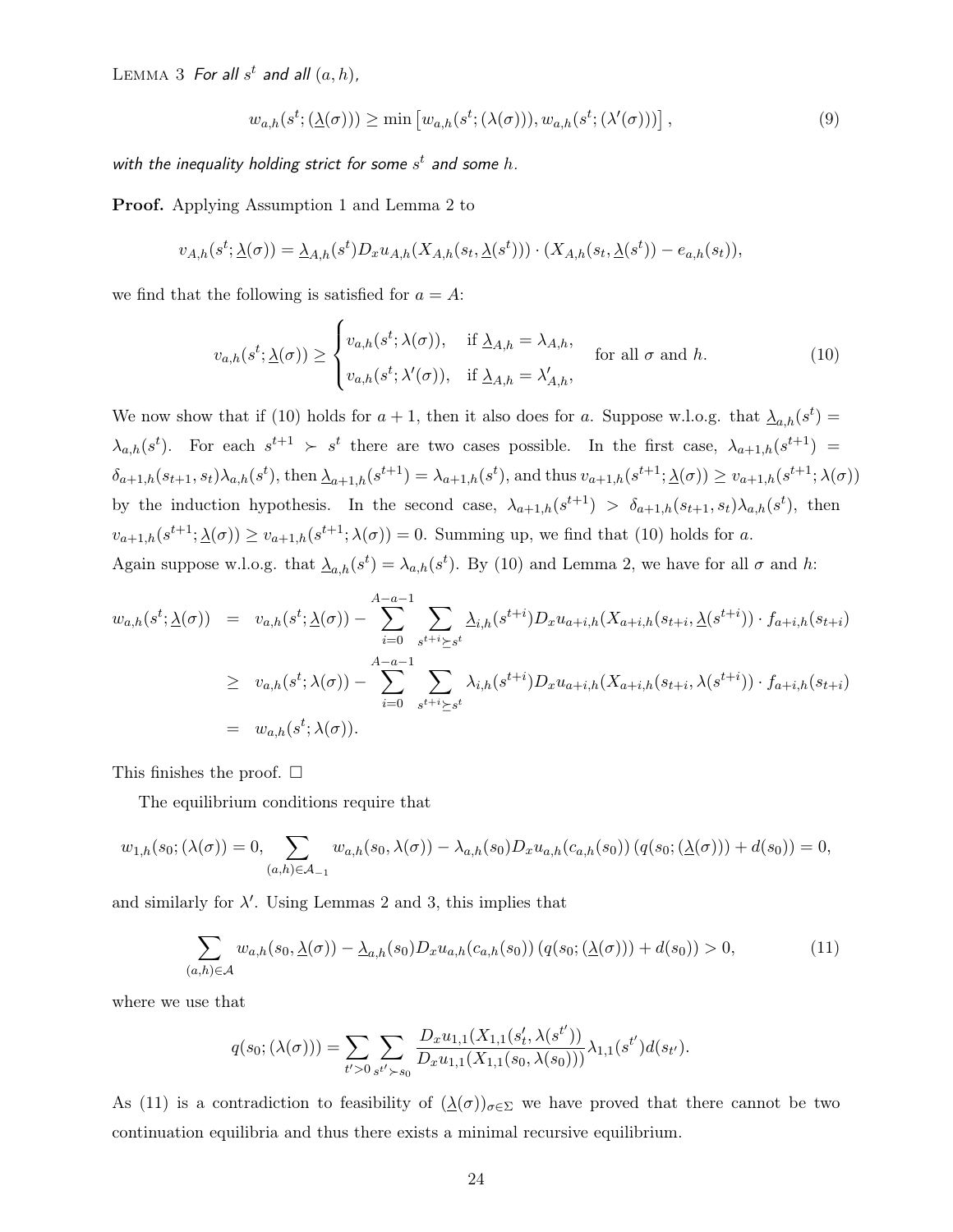LEMMA 3 *For all $s^t$ and all $(a, h)$,*

$$w_{a,h}(s^t; (\underline{\lambda}(\sigma))) \geq \min\left[w_{a,h}(s^t; (\lambda(\sigma))), w_{a,h}(s^t; (\lambda'(\sigma)))\right], \tag{9}$$

*with the inequality holding strict for some $s^t$ and some $h$.*

**Proof.** Applying Assumption 1 and Lemma 2 to

$$v_{A,h}(s^t; \underline{\lambda}(\sigma)) = \underline{\lambda}_{A,h}(s^t) D_x u_{A,h}(X_{A,h}(s_t, \underline{\lambda}(s^t))) \cdot (X_{A,h}(s_t, \underline{\lambda}(s^t)) - e_{a,h}(s_t)),$$

we find that the following is satisfied for $a = A$:

$$v_{a,h}(s^t; \underline{\lambda}(\sigma)) \geq \begin{cases} v_{a,h}(s^t; \lambda(\sigma)), & \text{if } \underline{\lambda}_{A,h} = \lambda_{A,h}, \\ v_{a,h}(s^t; \lambda'(\sigma)), & \text{if } \underline{\lambda}_{A,h} = \lambda'_{A,h}, \end{cases} \quad \text{for all } \sigma \text{ and } h. \tag{10}$$

We now show that if (10) holds for $a+1$, then it also does for $a$. Suppose w.l.o.g. that $\underline{\lambda}_{a,h}(s^t) = \lambda_{a,h}(s^t)$. For each $s^{t+1} \succ s^t$ there are two cases possible. In the first case, $\lambda_{a+1,h}(s^{t+1}) = \delta_{a+1,h}(s_{t+1}, s_t)\lambda_{a,h}(s^t)$, then $\underline{\lambda}_{a+1,h}(s^{t+1}) = \lambda_{a+1,h}(s^t)$, and thus $v_{a+1,h}(s^{t+1}; \underline{\lambda}(\sigma)) \geq v_{a+1,h}(s^{t+1}; \lambda(\sigma))$ by the induction hypothesis. In the second case, $\lambda_{a+1,h}(s^{t+1}) > \delta_{a+1,h}(s_{t+1}, s_t)\lambda_{a,h}(s^t)$, then $v_{a+1,h}(s^{t+1}; \underline{\lambda}(\sigma)) \geq v_{a+1,h}(s^{t+1}; \lambda(\sigma)) = 0$. Summing up, we find that (10) holds for $a$.
Again suppose w.l.o.g. that $\underline{\lambda}_{a,h}(s^t) = \lambda_{a,h}(s^t)$. By (10) and Lemma 2, we have for all $\sigma$ and $h$:

$$\begin{aligned} w_{a,h}(s^t; \underline{\lambda}(\sigma)) &= v_{a,h}(s^t; \underline{\lambda}(\sigma)) - \sum_{i=0}^{A-a-1} \sum_{s^{t+i} \succeq s^t} \underline{\lambda}_{i,h}(s^{t+i}) D_x u_{a+i,h}(X_{a+i,h}(s_{t+i}, \underline{\lambda}(s^{t+i})) \cdot f_{a+i,h}(s_{t+i}) \\ &\geq v_{a,h}(s^t; \lambda(\sigma)) - \sum_{i=0}^{A-a-1} \sum_{s^{t+i} \succeq s^t} \lambda_{i,h}(s^{t+i}) D_x u_{a+i,h}(X_{a+i,h}(s_{t+i}, \lambda(s^{t+i})) \cdot f_{a+i,h}(s_{t+i}) \\ &= w_{a,h}(s^t; \lambda(\sigma)). \end{aligned}$$

This finishes the proof. □

The equilibrium conditions require that

$$w_{1,h}(s_0; (\lambda(\sigma)) = 0, \sum_{(a,h) \in \mathcal{A}_{-1}} w_{a,h}(s_0, \lambda(\sigma)) - \lambda_{a,h}(s_0) D_x u_{a,h}(c_{a,h}(s_0)) \left(q(s_0; (\underline{\lambda}(\sigma))) + d(s_0)\right) = 0,$$

and similarly for $\lambda'$. Using Lemmas 2 and 3, this implies that

$$\sum_{(a,h) \in \mathcal{A}} w_{a,h}(s_0, \underline{\lambda}(\sigma)) - \underline{\lambda}_{a,h}(s_0) D_x u_{a,h}(c_{a,h}(s_0)) \left(q(s_0; (\underline{\lambda}(\sigma))) + d(s_0)\right) > 0, \tag{11}$$

where we use that

$$q(s_0; (\lambda(\sigma))) = \sum_{t' > 0} \sum_{s^{t'} \succ s_0} \frac{D_x u_{1,1}(X_{1,1}(s'_t, \lambda(s^{t'}))}{D_x u_{1,1}(X_{1,1}(s_0, \lambda(s_0)))} \lambda_{1,1}(s^{t'}) d(s_{t'}).$$

As (11) is a contradiction to feasibility of $(\underline{\lambda}(\sigma))_{\sigma \in \Sigma}$ we have proved that there cannot be two continuation equilibria and thus there exists a minimal recursive equilibrium.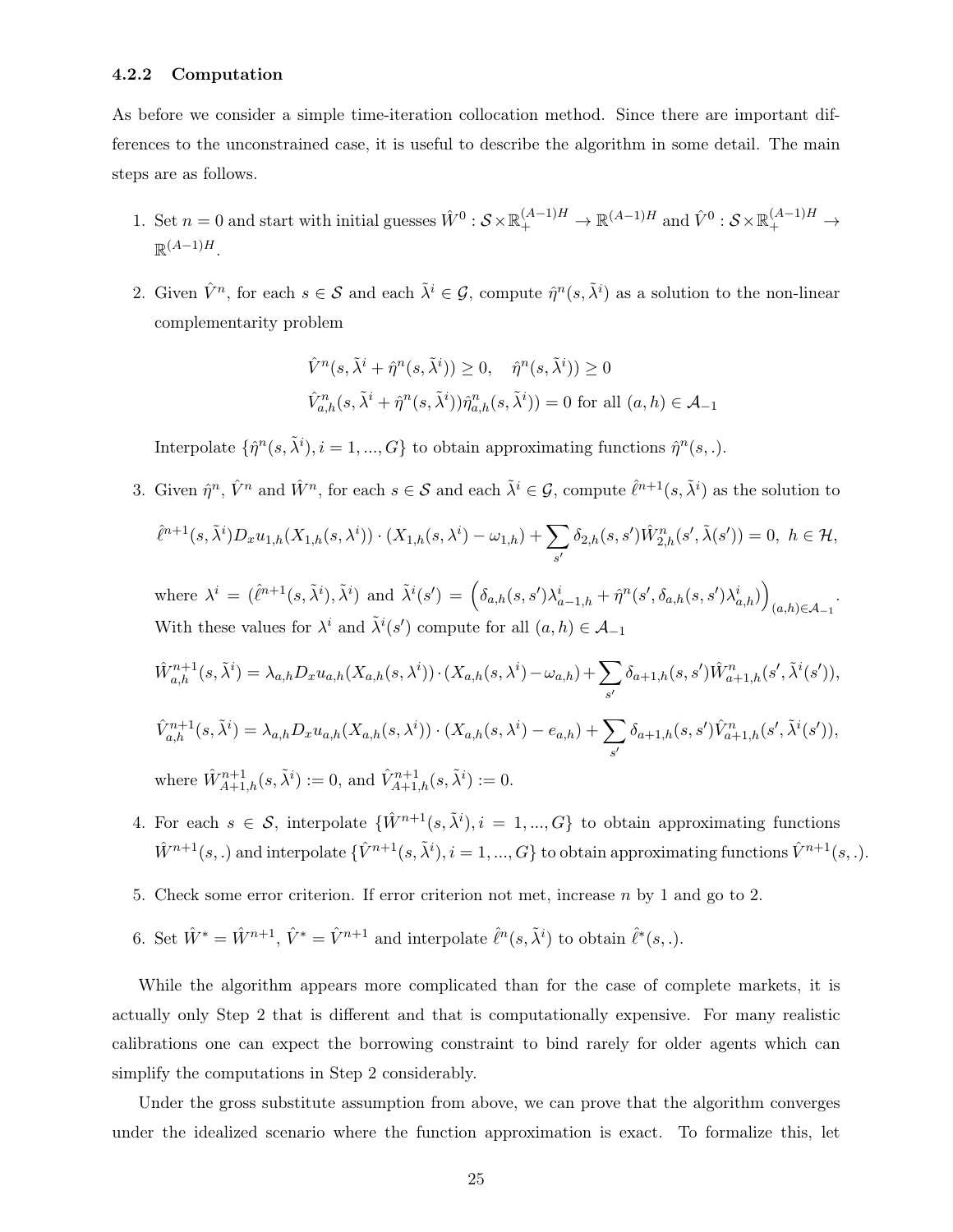### 4.2.2 Computation

As before we consider a simple time-iteration collocation method. Since there are important differences to the unconstrained case, it is useful to describe the algorithm in some detail. The main steps are as follows.

1. Set $n = 0$ and start with initial guesses $\hat{W}^0 : \mathcal{S} \times \mathbb{R}_+^{(A-1)H} \to \mathbb{R}^{(A-1)H}$ and $\hat{V}^0 : \mathcal{S} \times \mathbb{R}_+^{(A-1)H} \to \mathbb{R}^{(A-1)H}$.

2. Given $\hat{V}^n$, for each $s \in \mathcal{S}$ and each $\tilde{\lambda}^i \in \mathcal{G}$, compute $\hat{\eta}^n(s, \tilde{\lambda}^i)$ as a solution to the non-linear complementarity problem

$$\hat{V}^n(s, \tilde{\lambda}^i + \hat{\eta}^n(s, \tilde{\lambda}^i)) \geq 0, \quad \hat{\eta}^n(s, \tilde{\lambda}^i)) \geq 0$$

$$\hat{V}^n_{a,h}(s, \tilde{\lambda}^i + \hat{\eta}^n(s, \tilde{\lambda}^i))\hat{\eta}^n_{a,h}(s, \tilde{\lambda}^i)) = 0 \text{ for all } (a, h) \in \mathcal{A}_{-1}$$

   Interpolate $\{\hat{\eta}^n(s, \tilde{\lambda}^i), i = 1, ..., G\}$ to obtain approximating functions $\hat{\eta}^n(s, .)$.

3. Given $\hat{\eta}^n$, $\hat{V}^n$ and $\hat{W}^n$, for each $s \in \mathcal{S}$ and each $\tilde{\lambda}^i \in \mathcal{G}$, compute $\hat{\ell}^{n+1}(s, \tilde{\lambda}^i)$ as the solution to

$$\hat{\ell}^{n+1}(s, \tilde{\lambda}^i) D_x u_{1,h}(X_{1,h}(s, \lambda^i)) \cdot (X_{1,h}(s, \lambda^i) - \omega_{1,h}) + \sum_{s'} \delta_{2,h}(s, s') \hat{W}^n_{2,h}(s', \tilde{\lambda}(s')) = 0, \; h \in \mathcal{H},$$

   where $\lambda^i = (\hat{\ell}^{n+1}(s, \tilde{\lambda}^i), \tilde{\lambda}^i)$ and $\tilde{\lambda}^i(s') = \left(\delta_{a,h}(s, s')\lambda^i_{a-1,h} + \hat{\eta}^n(s', \delta_{a,h}(s, s')\lambda^i_{a,h})\right)_{(a,h) \in \mathcal{A}_{-1}}$. With these values for $\lambda^i$ and $\tilde{\lambda}^i(s')$ compute for all $(a, h) \in \mathcal{A}_{-1}$

$$\hat{W}^{n+1}_{a,h}(s, \tilde{\lambda}^i) = \lambda_{a,h} D_x u_{a,h}(X_{a,h}(s, \lambda^i)) \cdot (X_{a,h}(s, \lambda^i) - \omega_{a,h}) + \sum_{s'} \delta_{a+1,h}(s, s') \hat{W}^n_{a+1,h}(s', \tilde{\lambda}^i(s')),$$

$$\hat{V}^{n+1}_{a,h}(s, \tilde{\lambda}^i) = \lambda_{a,h} D_x u_{a,h}(X_{a,h}(s, \lambda^i)) \cdot (X_{a,h}(s, \lambda^i) - e_{a,h}) + \sum_{s'} \delta_{a+1,h}(s, s') \hat{V}^n_{a+1,h}(s', \tilde{\lambda}^i(s')),$$

   where $\hat{W}^{n+1}_{A+1,h}(s, \tilde{\lambda}^i) := 0$, and $\hat{V}^{n+1}_{A+1,h}(s, \tilde{\lambda}^i) := 0$.

4. For each $s \in \mathcal{S}$, interpolate $\{\hat{W}^{n+1}(s, \tilde{\lambda}^i), i = 1, ..., G\}$ to obtain approximating functions $\hat{W}^{n+1}(s, .)$ and interpolate $\{\hat{V}^{n+1}(s, \tilde{\lambda}^i), i = 1, ..., G\}$ to obtain approximating functions $\hat{V}^{n+1}(s, .)$.

5. Check some error criterion. If error criterion not met, increase $n$ by 1 and go to 2.

6. Set $\hat{W}^* = \hat{W}^{n+1}$, $\hat{V}^* = \hat{V}^{n+1}$ and interpolate $\hat{\ell}^n(s, \tilde{\lambda}^i)$ to obtain $\hat{\ell}^*(s, .)$.

While the algorithm appears more complicated than for the case of complete markets, it is actually only Step 2 that is different and that is computationally expensive. For many realistic calibrations one can expect the borrowing constraint to bind rarely for older agents which can simplify the computations in Step 2 considerably.

Under the gross substitute assumption from above, we can prove that the algorithm converges under the idealized scenario where the function approximation is exact. To formalize this, let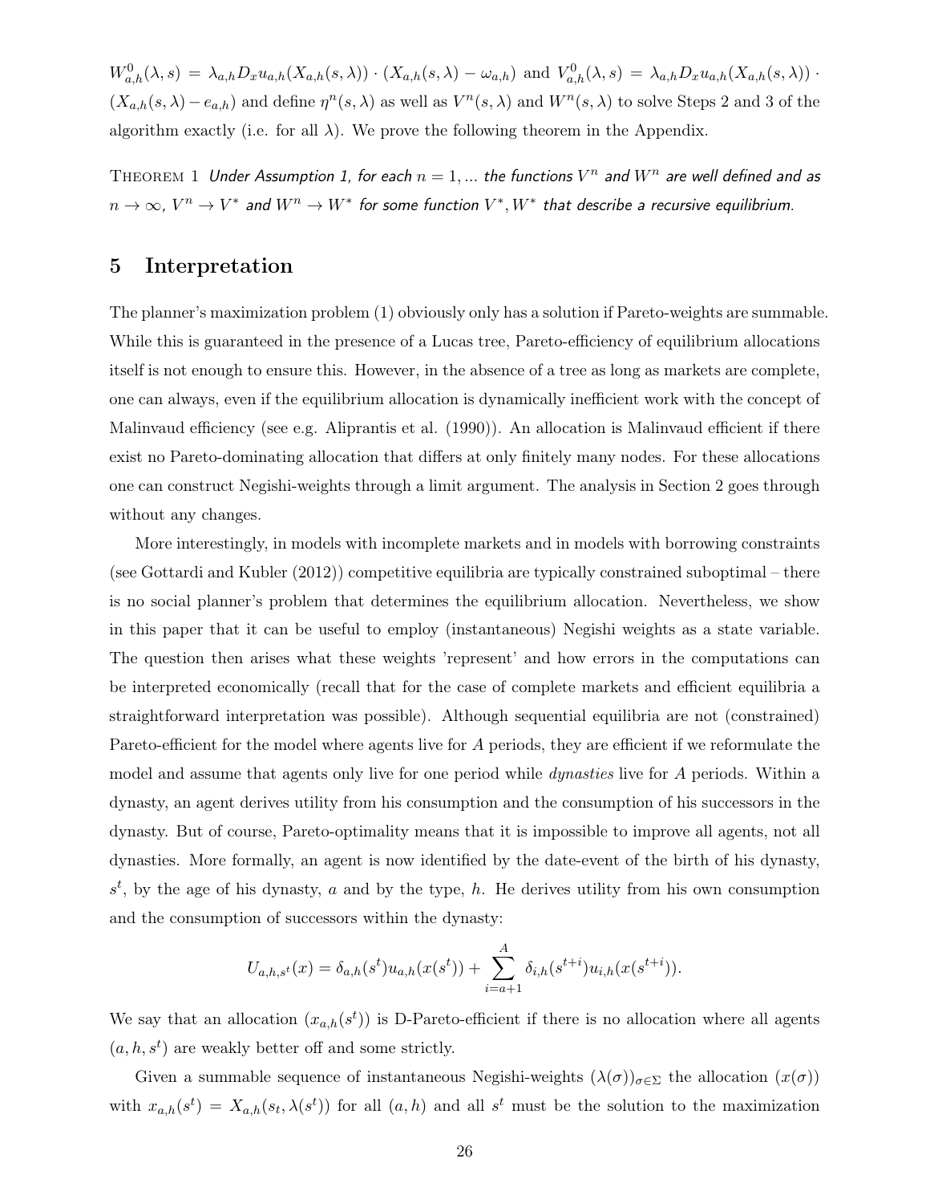$W^0_{a,h}(\lambda, s) = \lambda_{a,h} D_x u_{a,h}(X_{a,h}(s,\lambda)) \cdot (X_{a,h}(s,\lambda) - \omega_{a,h})$ and $V^0_{a,h}(\lambda, s) = \lambda_{a,h} D_x u_{a,h}(X_{a,h}(s,\lambda)) \cdot (X_{a,h}(s,\lambda) - e_{a,h})$ and define $\eta^n(s,\lambda)$ as well as $V^n(s,\lambda)$ and $W^n(s,\lambda)$ to solve Steps 2 and 3 of the algorithm exactly (i.e. for all $\lambda$). We prove the following theorem in the Appendix.

THEOREM 1 *Under Assumption 1, for each $n = 1, \ldots$ the functions $V^n$ and $W^n$ are well defined and as $n \to \infty$, $V^n \to V^*$ and $W^n \to W^*$ for some function $V^*, W^*$ that describe a recursive equilibrium.*

## 5 Interpretation

The planner's maximization problem (1) obviously only has a solution if Pareto-weights are summable. While this is guaranteed in the presence of a Lucas tree, Pareto-efficiency of equilibrium allocations itself is not enough to ensure this. However, in the absence of a tree as long as markets are complete, one can always, even if the equilibrium allocation is dynamically inefficient work with the concept of Malinvaud efficiency (see e.g. Aliprantis et al. (1990)). An allocation is Malinvaud efficient if there exist no Pareto-dominating allocation that differs at only finitely many nodes. For these allocations one can construct Negishi-weights through a limit argument. The analysis in Section 2 goes through without any changes.

More interestingly, in models with incomplete markets and in models with borrowing constraints (see Gottardi and Kubler (2012)) competitive equilibria are typically constrained suboptimal – there is no social planner's problem that determines the equilibrium allocation. Nevertheless, we show in this paper that it can be useful to employ (instantaneous) Negishi weights as a state variable. The question then arises what these weights 'represent' and how errors in the computations can be interpreted economically (recall that for the case of complete markets and efficient equilibria a straightforward interpretation was possible). Although sequential equilibria are not (constrained) Pareto-efficient for the model where agents live for $A$ periods, they are efficient if we reformulate the model and assume that agents only live for one period while *dynasties* live for $A$ periods. Within a dynasty, an agent derives utility from his consumption and the consumption of his successors in the dynasty. But of course, Pareto-optimality means that it is impossible to improve all agents, not all dynasties. More formally, an agent is now identified by the date-event of the birth of his dynasty, $s^t$, by the age of his dynasty, $a$ and by the type, $h$. He derives utility from his own consumption and the consumption of successors within the dynasty:

$$U_{a,h,s^t}(x) = \delta_{a,h}(s^t) u_{a,h}(x(s^t)) + \sum_{i=a+1}^{A} \delta_{i,h}(s^{t+i}) u_{i,h}(x(s^{t+i})).$$

We say that an allocation $(x_{a,h}(s^t))$ is D-Pareto-efficient if there is no allocation where all agents $(a, h, s^t)$ are weakly better off and some strictly.

Given a summable sequence of instantaneous Negishi-weights $(\lambda(\sigma))_{\sigma \in \Sigma}$ the allocation $(x(\sigma))$ with $x_{a,h}(s^t) = X_{a,h}(s_t, \lambda(s^t))$ for all $(a, h)$ and all $s^t$ must be the solution to the maximization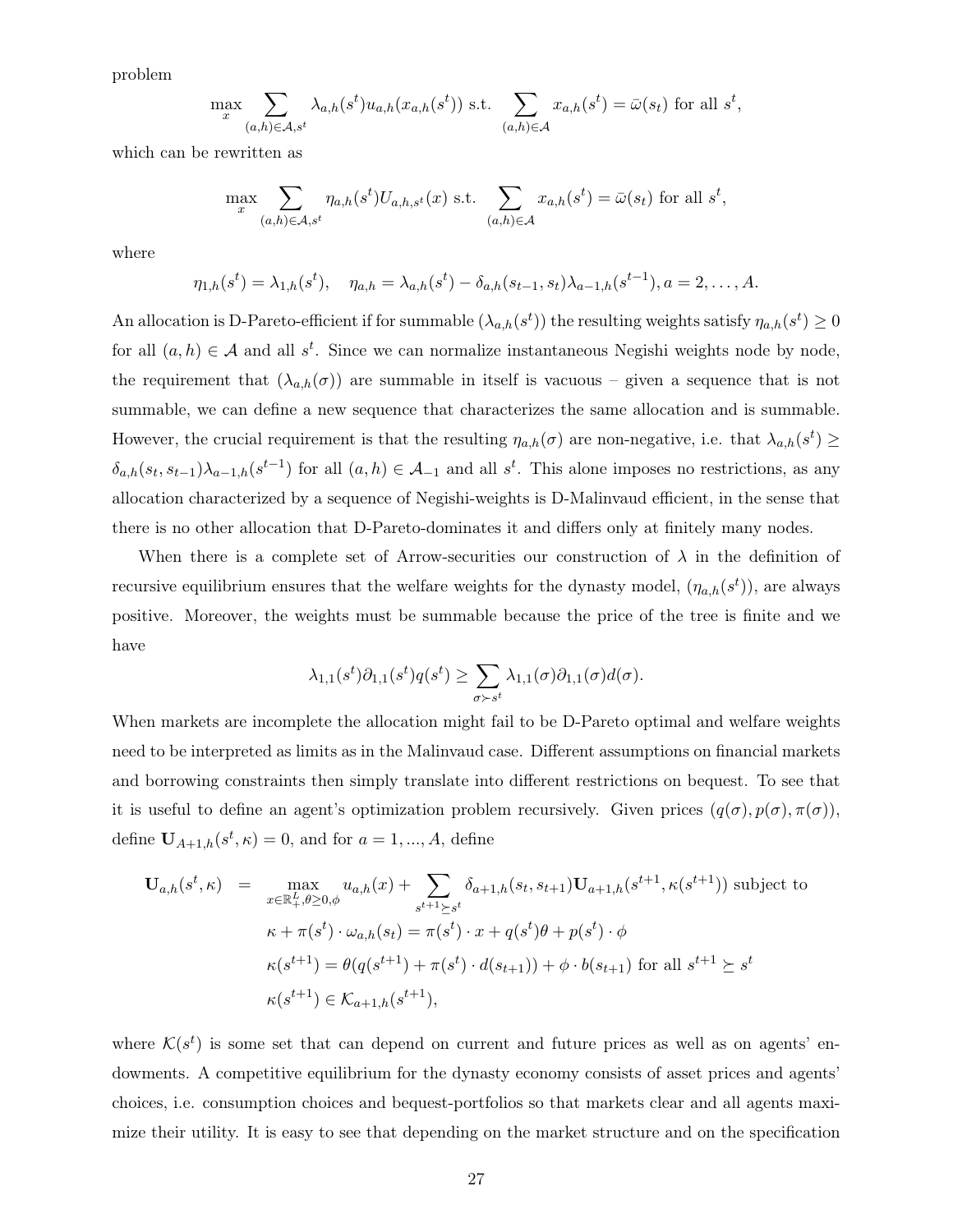problem

$$\max_x \sum_{(a,h)\in\mathcal{A},s^t} \lambda_{a,h}(s^t)u_{a,h}(x_{a,h}(s^t)) \text{ s.t. } \sum_{(a,h)\in\mathcal{A}} x_{a,h}(s^t) = \bar{\omega}(s_t) \text{ for all } s^t,$$

which can be rewritten as

$$\max_x \sum_{(a,h)\in\mathcal{A},s^t} \eta_{a,h}(s^t)U_{a,h,s^t}(x) \text{ s.t. } \sum_{(a,h)\in\mathcal{A}} x_{a,h}(s^t) = \bar{\omega}(s_t) \text{ for all } s^t,$$

where

$$\eta_{1,h}(s^t) = \lambda_{1,h}(s^t), \quad \eta_{a,h} = \lambda_{a,h}(s^t) - \delta_{a,h}(s_{t-1}, s_t)\lambda_{a-1,h}(s^{t-1}), a = 2, \ldots, A.$$

An allocation is D-Pareto-efficient if for summable $(\lambda_{a,h}(s^t))$ the resulting weights satisfy $\eta_{a,h}(s^t) \geq 0$ for all $(a,h) \in \mathcal{A}$ and all $s^t$. Since we can normalize instantaneous Negishi weights node by node, the requirement that $(\lambda_{a,h}(\sigma))$ are summable in itself is vacuous – given a sequence that is not summable, we can define a new sequence that characterizes the same allocation and is summable. However, the crucial requirement is that the resulting $\eta_{a,h}(\sigma)$ are non-negative, i.e. that $\lambda_{a,h}(s^t) \geq \delta_{a,h}(s_t, s_{t-1})\lambda_{a-1,h}(s^{t-1})$ for all $(a,h) \in \mathcal{A}_{-1}$ and all $s^t$. This alone imposes no restrictions, as any allocation characterized by a sequence of Negishi-weights is D-Malinvaud efficient, in the sense that there is no other allocation that D-Pareto-dominates it and differs only at finitely many nodes.

When there is a complete set of Arrow-securities our construction of $\lambda$ in the definition of recursive equilibrium ensures that the welfare weights for the dynasty model, $(\eta_{a,h}(s^t))$, are always positive. Moreover, the weights must be summable because the price of the tree is finite and we have

$$\lambda_{1,1}(s^t)\partial_{1,1}(s^t)q(s^t) \geq \sum_{\sigma \succ s^t} \lambda_{1,1}(\sigma)\partial_{1,1}(\sigma)d(\sigma).$$

When markets are incomplete the allocation might fail to be D-Pareto optimal and welfare weights need to be interpreted as limits as in the Malinvaud case. Different assumptions on financial markets and borrowing constraints then simply translate into different restrictions on bequest. To see that it is useful to define an agent's optimization problem recursively. Given prices $(q(\sigma), p(\sigma), \pi(\sigma))$, define $\mathbf{U}_{A+1,h}(s^t, \kappa) = 0$, and for $a = 1, ..., A$, define

$$\begin{aligned}
\mathbf{U}_{a,h}(s^t, \kappa) \quad &= \quad \max_{x\in\mathbb{R}^L_+,\theta\geq 0,\phi} u_{a,h}(x) + \sum_{s^{t+1}\succeq s^t} \delta_{a+1,h}(s_t, s_{t+1})\mathbf{U}_{a+1,h}(s^{t+1}, \kappa(s^{t+1})) \text{ subject to} \\
&\kappa + \pi(s^t) \cdot \omega_{a,h}(s_t) = \pi(s^t) \cdot x + q(s^t)\theta + p(s^t) \cdot \phi \\
&\kappa(s^{t+1}) = \theta(q(s^{t+1}) + \pi(s^t) \cdot d(s_{t+1})) + \phi \cdot b(s_{t+1}) \text{ for all } s^{t+1} \succeq s^t \\
&\kappa(s^{t+1}) \in \mathcal{K}_{a+1,h}(s^{t+1}),
\end{aligned}$$

where $\mathcal{K}(s^t)$ is some set that can depend on current and future prices as well as on agents' endowments. A competitive equilibrium for the dynasty economy consists of asset prices and agents' choices, i.e. consumption choices and bequest-portfolios so that markets clear and all agents maximize their utility. It is easy to see that depending on the market structure and on the specification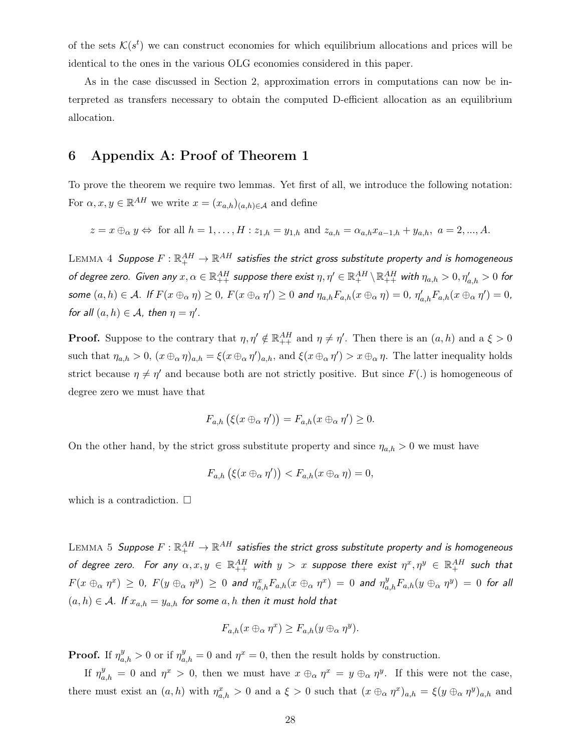of the sets $\mathcal{K}(s^t)$ we can construct economies for which equilibrium allocations and prices will be identical to the ones in the various OLG economies considered in this paper.

As in the case discussed in Section 2, approximation errors in computations can now be interpreted as transfers necessary to obtain the computed D-efficient allocation as an equilibrium allocation.

# 6 Appendix A: Proof of Theorem 1

To prove the theorem we require two lemmas. Yet first of all, we introduce the following notation: For $\alpha, x, y \in \mathbb{R}^{AH}$ we write $x = (x_{a,h})_{(a,h)\in\mathcal{A}}$ and define

$$z = x \oplus_\alpha y \Leftrightarrow \text{ for all } h = 1, \ldots, H : z_{1,h} = y_{1,h} \text{ and } z_{a,h} = \alpha_{a,h} x_{a-1,h} + y_{a,h},\ a = 2, ..., A.$$

Lemma 4 *Suppose $F : \mathbb{R}^{AH}_+ \to \mathbb{R}^{AH}$ satisfies the strict gross substitute property and is homogeneous of degree zero. Given any $x, \alpha \in \mathbb{R}^{AH}_{++}$ suppose there exist $\eta, \eta' \in \mathbb{R}^{AH}_+ \setminus \mathbb{R}^{AH}_{++}$ with $\eta_{a,h} > 0, \eta'_{a,h} > 0$ for some $(a, h) \in \mathcal{A}$. If $F(x \oplus_\alpha \eta) \geq 0$, $F(x \oplus_\alpha \eta') \geq 0$ and $\eta_{a,h} F_{a,h}(x \oplus_\alpha \eta) = 0$, $\eta'_{a,h} F_{a,h}(x \oplus_\alpha \eta') = 0$, for all $(a, h) \in \mathcal{A}$, then $\eta = \eta'$.*

**Proof.** Suppose to the contrary that $\eta, \eta' \notin \mathbb{R}^{AH}_{++}$ and $\eta \neq \eta'$. Then there is an $(a, h)$ and a $\xi > 0$ such that $\eta_{a,h} > 0$, $(x \oplus_\alpha \eta)_{a,h} = \xi (x \oplus_\alpha \eta')_{a,h}$, and $\xi (x \oplus_\alpha \eta') > x \oplus_\alpha \eta$. The latter inequality holds strict because $\eta \neq \eta'$ and because both are not strictly positive. But since $F(.)$ is homogeneous of degree zero we must have that

$$F_{a,h}\left(\xi (x \oplus_\alpha \eta')\right) = F_{a,h}(x \oplus_\alpha \eta') \geq 0.$$

On the other hand, by the strict gross substitute property and since $\eta_{a,h} > 0$ we must have

$$F_{a,h}\left(\xi (x \oplus_\alpha \eta')\right) < F_{a,h}(x \oplus_\alpha \eta) = 0,$$

which is a contradiction. □

Lemma 5 *Suppose $F : \mathbb{R}^{AH}_+ \to \mathbb{R}^{AH}$ satisfies the strict gross substitute property and is homogeneous of degree zero. For any $\alpha, x, y \in \mathbb{R}^{AH}_{++}$ with $y > x$ suppose there exist $\eta^x, \eta^y \in \mathbb{R}^{AH}_+$ such that $F(x \oplus_\alpha \eta^x) \geq 0$, $F(y \oplus_\alpha \eta^y) \geq 0$ and $\eta^x_{a,h} F_{a,h}(x \oplus_\alpha \eta^x) = 0$ and $\eta^y_{a,h} F_{a,h}(y \oplus_\alpha \eta^y) = 0$ for all $(a, h) \in \mathcal{A}$. If $x_{a,h} = y_{a,h}$ for some $a, h$ then it must hold that*

$$F_{a,h}(x \oplus_\alpha \eta^x) \geq F_{a,h}(y \oplus_\alpha \eta^y).$$

**Proof.** If $\eta^y_{a,h} > 0$ or if $\eta^y_{a,h} = 0$ and $\eta^x = 0$, then the result holds by construction.

If $\eta^y_{a,h} = 0$ and $\eta^x > 0$, then we must have $x \oplus_\alpha \eta^x = y \oplus_\alpha \eta^y$. If this were not the case, there must exist an $(a, h)$ with $\eta^x_{a,h} > 0$ and a $\xi > 0$ such that $(x \oplus_\alpha \eta^x)_{a,h} = \xi (y \oplus_\alpha \eta^y)_{a,h}$ and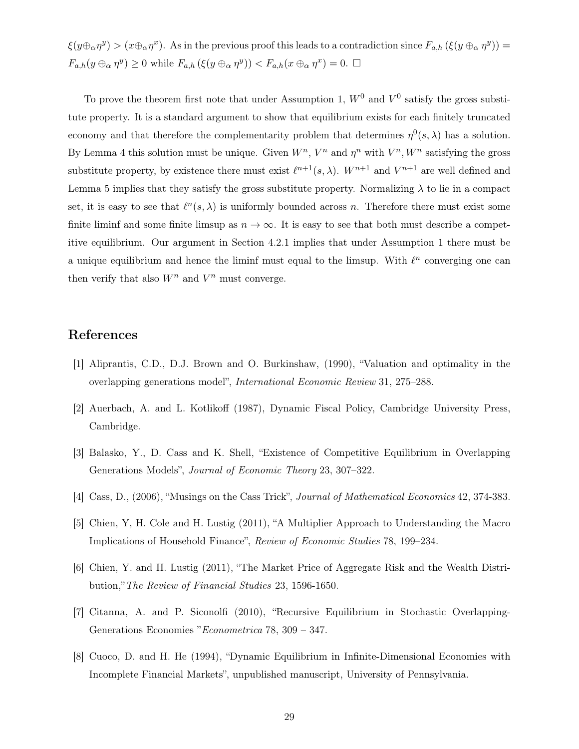$\xi(y \oplus_\alpha \eta^y) > (x \oplus_\alpha \eta^x)$. As in the previous proof this leads to a contradiction since $F_{a,h}\left(\xi(y \oplus_\alpha \eta^y)\right) = F_{a,h}(y \oplus_\alpha \eta^y) \geq 0$ while $F_{a,h}\left(\xi(y \oplus_\alpha \eta^y)\right) < F_{a,h}(x \oplus_\alpha \eta^x) = 0$. □

To prove the theorem first note that under Assumption 1, $W^0$ and $V^0$ satisfy the gross substitute property. It is a standard argument to show that equilibrium exists for each finitely truncated economy and that therefore the complementarity problem that determines $\eta^0(s, \lambda)$ has a solution. By Lemma 4 this solution must be unique. Given $W^n$, $V^n$ and $\eta^n$ with $V^n, W^n$ satisfying the gross substitute property, by existence there must exist $\ell^{n+1}(s, \lambda)$. $W^{n+1}$ and $V^{n+1}$ are well defined and Lemma 5 implies that they satisfy the gross substitute property. Normalizing $\lambda$ to lie in a compact set, it is easy to see that $\ell^n(s, \lambda)$ is uniformly bounded across $n$. Therefore there must exist some finite liminf and some finite limsup as $n \to \infty$. It is easy to see that both must describe a competitive equilibrium. Our argument in Section 4.2.1 implies that under Assumption 1 there must be a unique equilibrium and hence the liminf must equal to the limsup. With $\ell^n$ converging one can then verify that also $W^n$ and $V^n$ must converge.

## References

[1] Aliprantis, C.D., D.J. Brown and O. Burkinshaw, (1990), "Valuation and optimality in the overlapping generations model", *International Economic Review* 31, 275–288.

[2] Auerbach, A. and L. Kotlikoff (1987), Dynamic Fiscal Policy, Cambridge University Press, Cambridge.

[3] Balasko, Y., D. Cass and K. Shell, "Existence of Competitive Equilibrium in Overlapping Generations Models", *Journal of Economic Theory* 23, 307–322.

[4] Cass, D., (2006), "Musings on the Cass Trick", *Journal of Mathematical Economics* 42, 374-383.

[5] Chien, Y, H. Cole and H. Lustig (2011), "A Multiplier Approach to Understanding the Macro Implications of Household Finance", *Review of Economic Studies* 78, 199–234.

[6] Chien, Y. and H. Lustig (2011), "The Market Price of Aggregate Risk and the Wealth Distribution,"*The Review of Financial Studies* 23, 1596-1650.

[7] Citanna, A. and P. Siconolfi (2010), "Recursive Equilibrium in Stochastic Overlapping-Generations Economies "*Econometrica* 78, 309 – 347.

[8] Cuoco, D. and H. He (1994), "Dynamic Equilibrium in Infinite-Dimensional Economies with Incomplete Financial Markets", unpublished manuscript, University of Pennsylvania.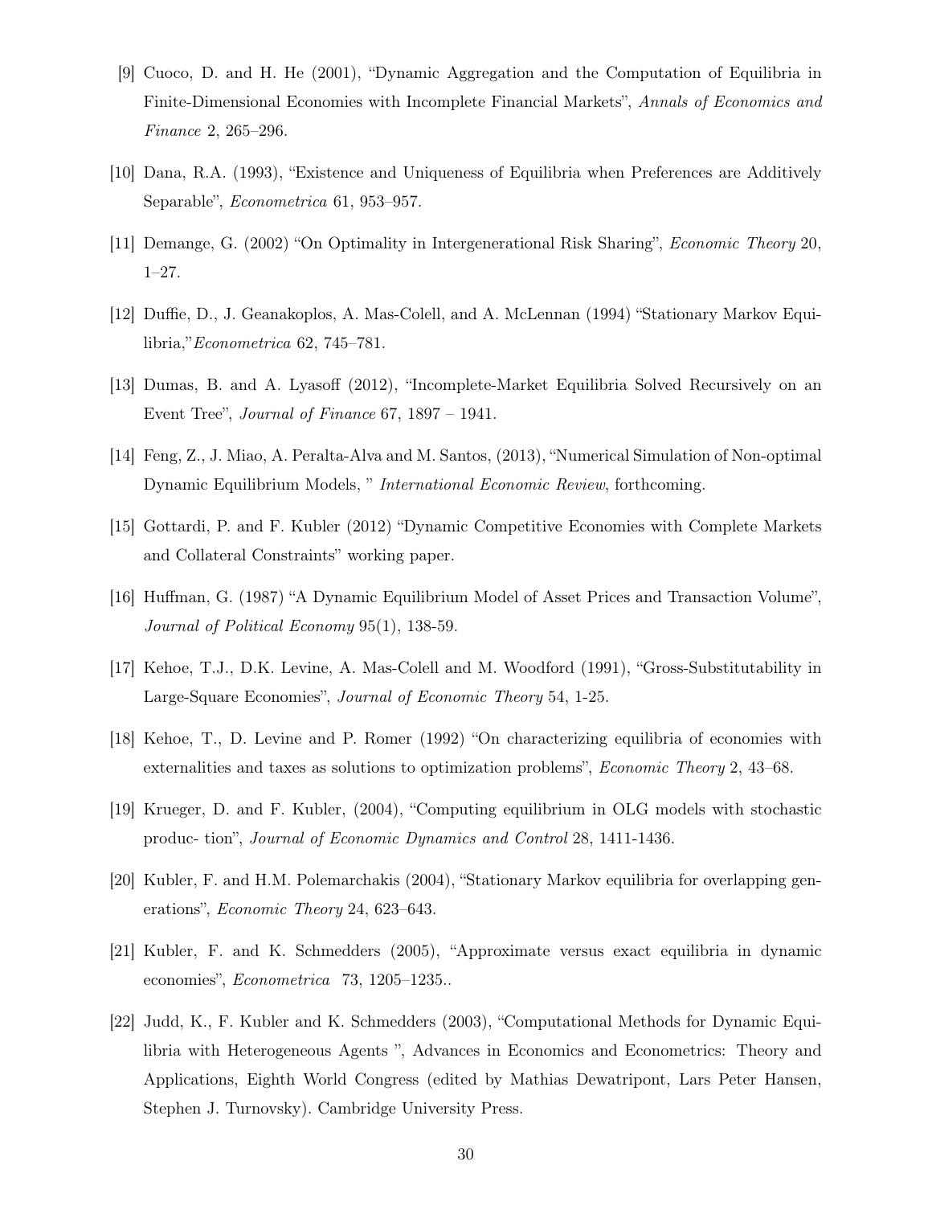[9] Cuoco, D. and H. He (2001), "Dynamic Aggregation and the Computation of Equilibria in Finite-Dimensional Economies with Incomplete Financial Markets", *Annals of Economics and Finance* 2, 265–296.

[10] Dana, R.A. (1993), "Existence and Uniqueness of Equilibria when Preferences are Additively Separable", *Econometrica* 61, 953–957.

[11] Demange, G. (2002) "On Optimality in Intergenerational Risk Sharing", *Economic Theory* 20, 1–27.

[12] Duffie, D., J. Geanakoplos, A. Mas-Colell, and A. McLennan (1994) "Stationary Markov Equilibria,"*Econometrica* 62, 745–781.

[13] Dumas, B. and A. Lyasoff (2012), "Incomplete-Market Equilibria Solved Recursively on an Event Tree", *Journal of Finance* 67, 1897 – 1941.

[14] Feng, Z., J. Miao, A. Peralta-Alva and M. Santos, (2013), "Numerical Simulation of Non-optimal Dynamic Equilibrium Models, " *International Economic Review*, forthcoming.

[15] Gottardi, P. and F. Kubler (2012) "Dynamic Competitive Economies with Complete Markets and Collateral Constraints" working paper.

[16] Huffman, G. (1987) "A Dynamic Equilibrium Model of Asset Prices and Transaction Volume", *Journal of Political Economy* 95(1), 138-59.

[17] Kehoe, T.J., D.K. Levine, A. Mas-Colell and M. Woodford (1991), "Gross-Substitutability in Large-Square Economies", *Journal of Economic Theory* 54, 1-25.

[18] Kehoe, T., D. Levine and P. Romer (1992) "On characterizing equilibria of economies with externalities and taxes as solutions to optimization problems", *Economic Theory* 2, 43–68.

[19] Krueger, D. and F. Kubler, (2004), "Computing equilibrium in OLG models with stochastic produc- tion", *Journal of Economic Dynamics and Control* 28, 1411-1436.

[20] Kubler, F. and H.M. Polemarchakis (2004), "Stationary Markov equilibria for overlapping generations", *Economic Theory* 24, 623–643.

[21] Kubler, F. and K. Schmedders (2005), "Approximate versus exact equilibria in dynamic economies", *Econometrica* 73, 1205–1235..

[22] Judd, K., F. Kubler and K. Schmedders (2003), "Computational Methods for Dynamic Equilibria with Heterogeneous Agents ", Advances in Economics and Econometrics: Theory and Applications, Eighth World Congress (edited by Mathias Dewatripont, Lars Peter Hansen, Stephen J. Turnovsky). Cambridge University Press.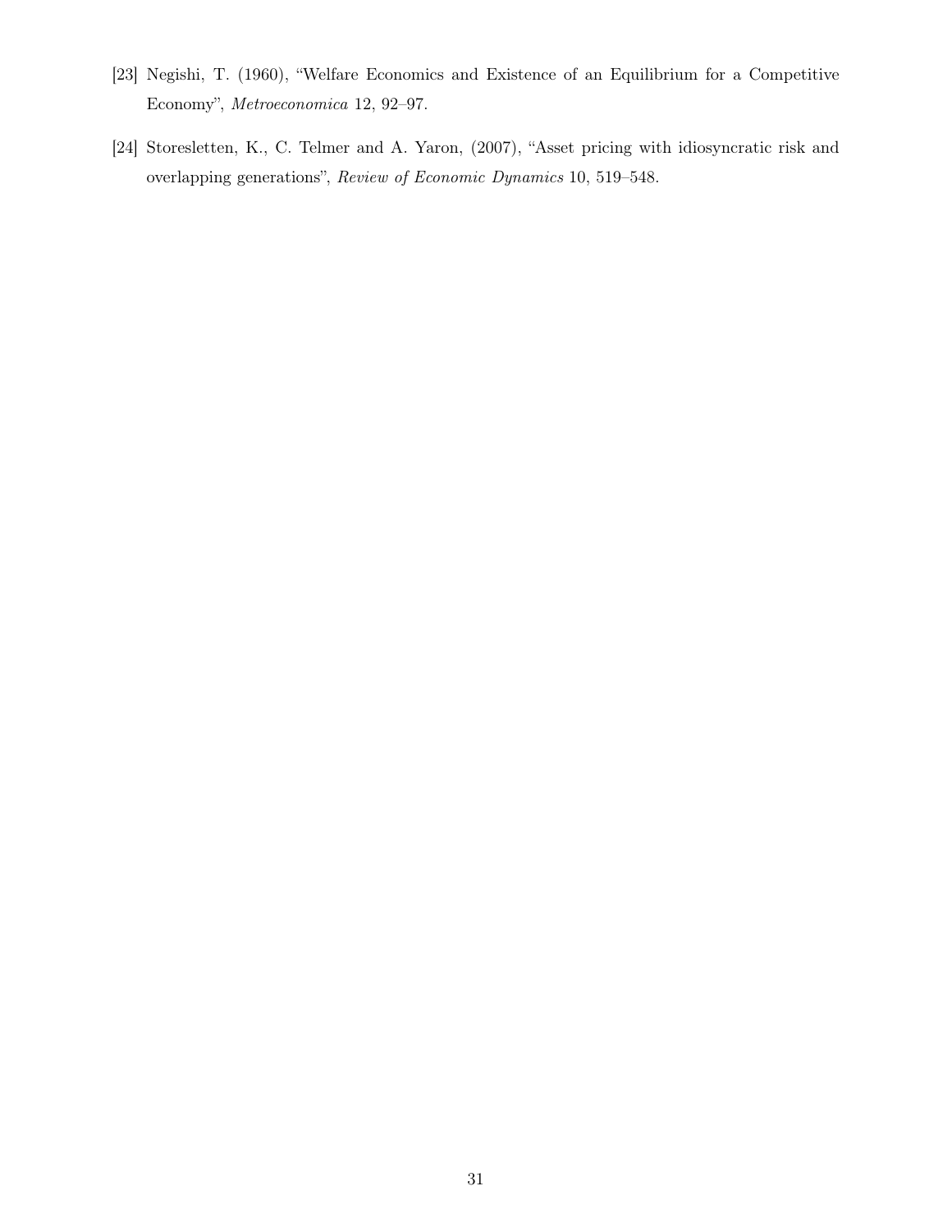[23] Negishi, T. (1960), "Welfare Economics and Existence of an Equilibrium for a Competitive Economy", *Metroeconomica* 12, 92–97.

[24] Storesletten, K., C. Telmer and A. Yaron, (2007), "Asset pricing with idiosyncratic risk and overlapping generations", *Review of Economic Dynamics* 10, 519–548.